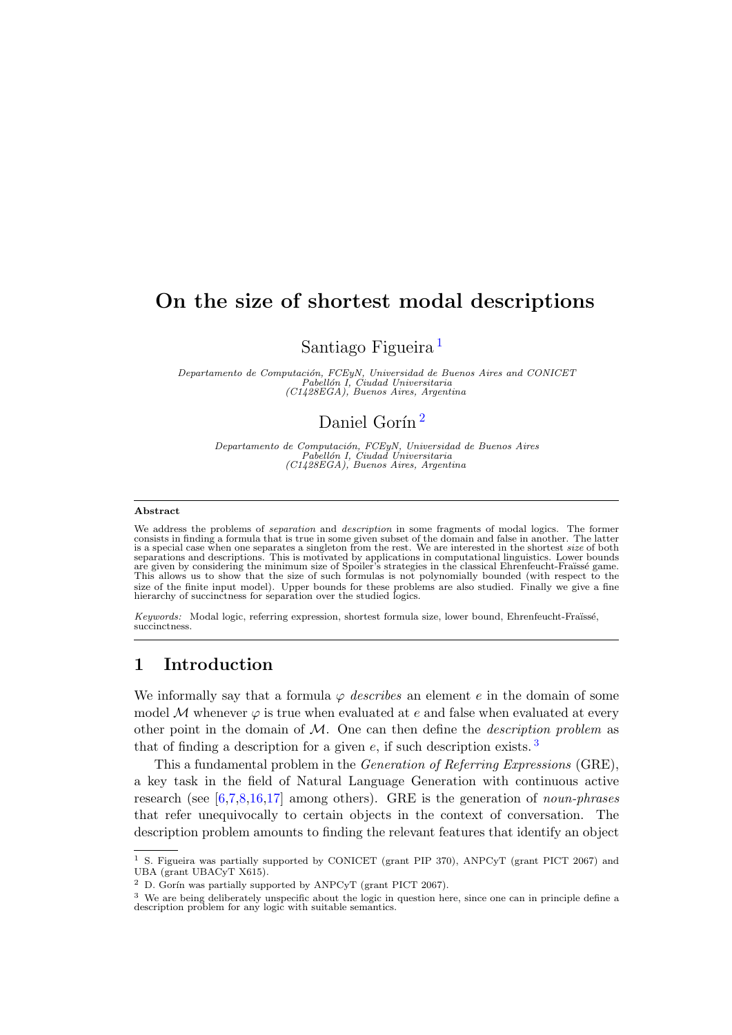# On the size of shortest modal descriptions

Santiago Figueira [1]

*Departamento de Computación, FCEyN, Universidad de Buenos Aires and CONICET*
*Pabellón I, Ciudad Universitaria*
*(C1428EGA), Buenos Aires, Argentina*

Daniel Gorín [2]

*Departamento de Computación, FCEyN, Universidad de Buenos Aires*
*Pabellón I, Ciudad Universitaria*
*(C1428EGA), Buenos Aires, Argentina*

---

**Abstract**

We address the problems of *separation* and *description* in some fragments of modal logics. The former consists in finding a formula that is true in some given subset of the domain and false in another. The latter is a special case when one separates a singleton from the rest. We are interested in the shortest *size* of both separations and descriptions. This is motivated by applications in computational linguistics. Lower bounds are given by considering the minimum size of Spoiler's strategies in the classical Ehrenfeucht-Fraïssé game. This allows us to show that the size of such formulas is not polynomially bounded (with respect to the size of the finite input model). Upper bounds for these problems are also studied. Finally we give a fine hierarchy of succinctness for separation over the studied logics.

*Keywords:* Modal logic, referring expression, shortest formula size, lower bound, Ehrenfeucht-Fraïssé, succinctness.

---

## 1 Introduction

We informally say that a formula $\varphi$ *describes* an element $e$ in the domain of some model $\mathcal{M}$ whenever $\varphi$ is true when evaluated at $e$ and false when evaluated at every other point in the domain of $\mathcal{M}$. One can then define the *description problem* as that of finding a description for a given $e$, if such description exists. [3]

This a fundamental problem in the *Generation of Referring Expressions* (GRE), a key task in the field of Natural Language Generation with continuous active research (see [6,7,8,16,17] among others). GRE is the generation of *noun-phrases* that refer unequivocally to certain objects in the context of conversation. The description problem amounts to finding the relevant features that identify an object

---

[1] S. Figueira was partially supported by CONICET (grant PIP 370), ANPCyT (grant PICT 2067) and UBA (grant UBACyT X615).

[2] D. Gorín was partially supported by ANPCyT (grant PICT 2067).

[3] We are being deliberately unspecific about the logic in question here, since one can in principle define a description problem for any logic with suitable semantics.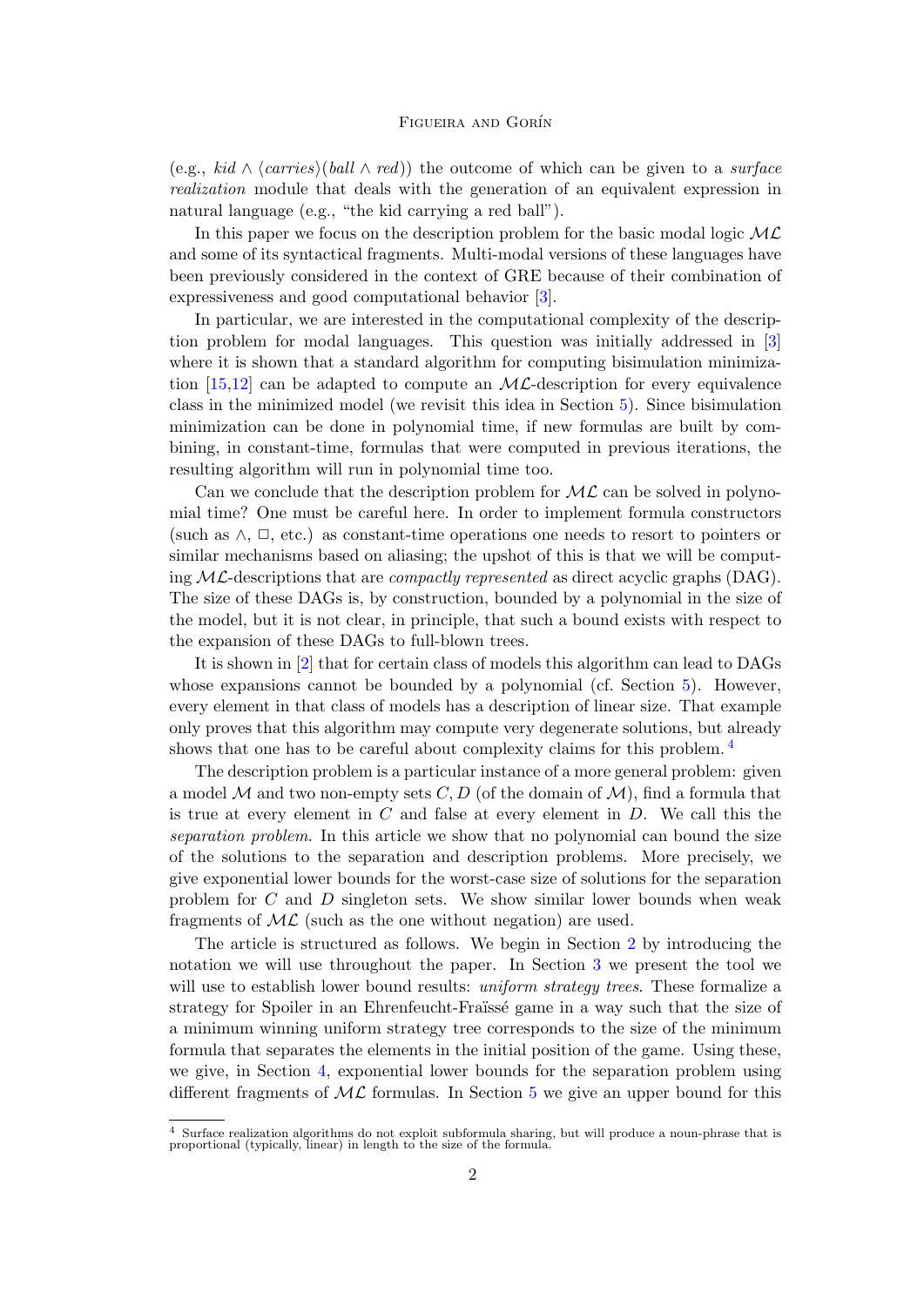(e.g., *kid* $\wedge \langle carries \rangle (ball \wedge red)$) the outcome of which can be given to a *surface realization* module that deals with the generation of an equivalent expression in natural language (e.g., "the kid carrying a red ball").

In this paper we focus on the description problem for the basic modal logic $\mathcal{ML}$ and some of its syntactical fragments. Multi-modal versions of these languages have been previously considered in the context of GRE because of their combination of expressiveness and good computational behavior [3].

In particular, we are interested in the computational complexity of the description problem for modal languages. This question was initially addressed in [3] where it is shown that a standard algorithm for computing bisimulation minimization [15,12] can be adapted to compute an $\mathcal{ML}$-description for every equivalence class in the minimized model (we revisit this idea in Section 5). Since bisimulation minimization can be done in polynomial time, if new formulas are built by combining, in constant-time, formulas that were computed in previous iterations, the resulting algorithm will run in polynomial time too.

Can we conclude that the description problem for $\mathcal{ML}$ can be solved in polynomial time? One must be careful here. In order to implement formula constructors (such as $\wedge$, $\Box$, etc.) as constant-time operations one needs to resort to pointers or similar mechanisms based on aliasing; the upshot of this is that we will be computing $\mathcal{ML}$-descriptions that are *compactly represented* as direct acyclic graphs (DAG). The size of these DAGs is, by construction, bounded by a polynomial in the size of the model, but it is not clear, in principle, that such a bound exists with respect to the expansion of these DAGs to full-blown trees.

It is shown in [2] that for certain class of models this algorithm can lead to DAGs whose expansions cannot be bounded by a polynomial (cf. Section 5). However, every element in that class of models has a description of linear size. That example only proves that this algorithm may compute very degenerate solutions, but already shows that one has to be careful about complexity claims for this problem. [4]

The description problem is a particular instance of a more general problem: given a model $\mathcal{M}$ and two non-empty sets $C, D$ (of the domain of $\mathcal{M}$), find a formula that is true at every element in $C$ and false at every element in $D$. We call this the *separation problem*. In this article we show that no polynomial can bound the size of the solutions to the separation and description problems. More precisely, we give exponential lower bounds for the worst-case size of solutions for the separation problem for $C$ and $D$ singleton sets. We show similar lower bounds when weak fragments of $\mathcal{ML}$ (such as the one without negation) are used.

The article is structured as follows. We begin in Section 2 by introducing the notation we will use throughout the paper. In Section 3 we present the tool we will use to establish lower bound results: *uniform strategy trees*. These formalize a strategy for Spoiler in an Ehrenfeucht-Fraïssé game in a way such that the size of a minimum winning uniform strategy tree corresponds to the size of the minimum formula that separates the elements in the initial position of the game. Using these, we give, in Section 4, exponential lower bounds for the separation problem using different fragments of $\mathcal{ML}$ formulas. In Section 5 we give an upper bound for this

[4] Surface realization algorithms do not exploit subformula sharing, but will produce a noun-phrase that is proportional (typically, linear) in length to the size of the formula.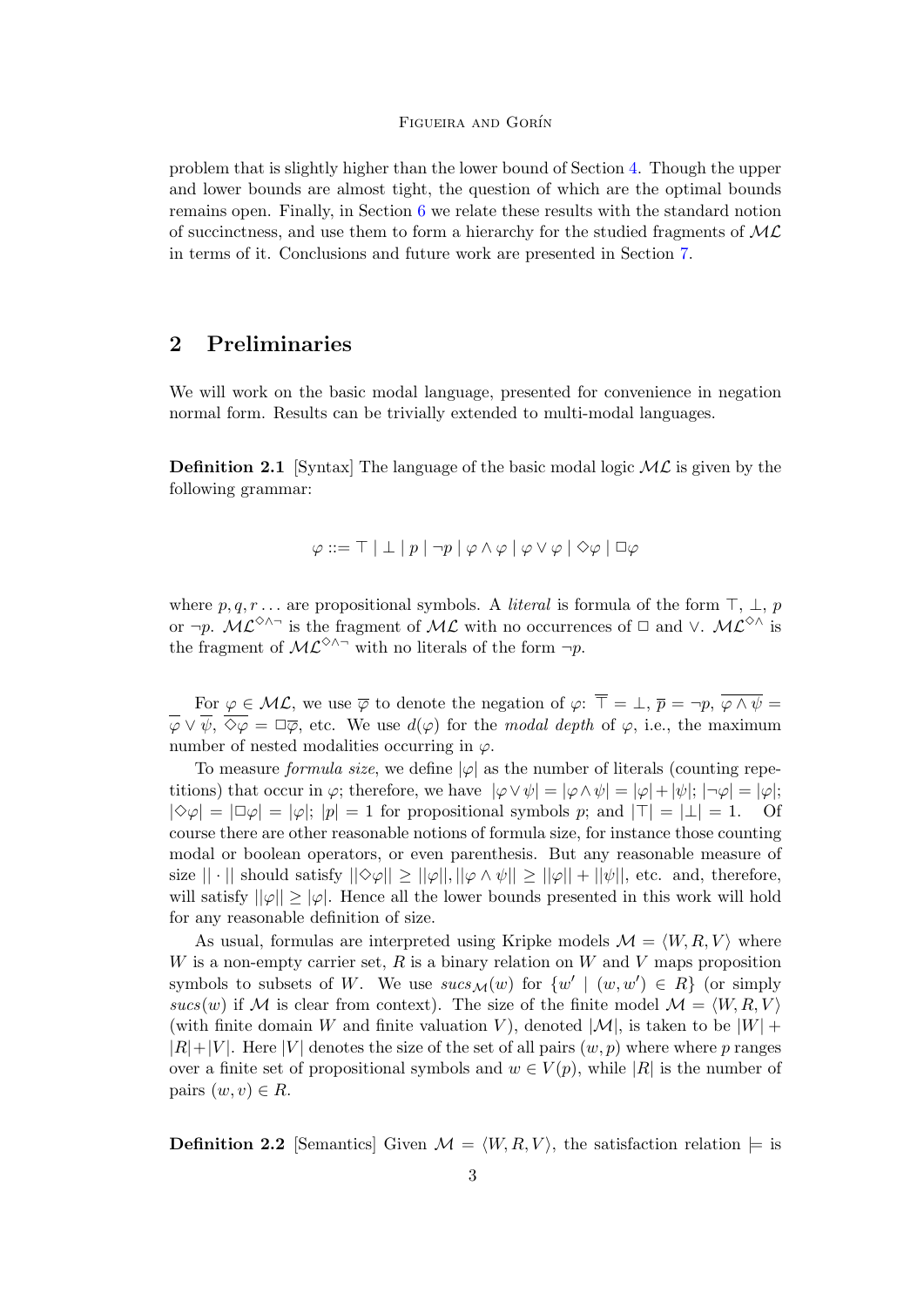problem that is slightly higher than the lower bound of Section 4. Though the upper and lower bounds are almost tight, the question of which are the optimal bounds remains open. Finally, in Section 6 we relate these results with the standard notion of succinctness, and use them to form a hierarchy for the studied fragments of $\mathcal{ML}$ in terms of it. Conclusions and future work are presented in Section 7.

## 2 Preliminaries

We will work on the basic modal language, presented for convenience in negation normal form. Results can be trivially extended to multi-modal languages.

**Definition 2.1** [Syntax] The language of the basic modal logic $\mathcal{ML}$ is given by the following grammar:

$$\varphi ::= \top \mid \bot \mid p \mid \neg p \mid \varphi \wedge \varphi \mid \varphi \vee \varphi \mid \Diamond\varphi \mid \Box\varphi$$

where $p, q, r \ldots$ are propositional symbols. A *literal* is formula of the form $\top$, $\bot$, $p$ or $\neg p$. $\mathcal{ML}^{\Diamond\wedge\neg}$ is the fragment of $\mathcal{ML}$ with no occurrences of $\Box$ and $\vee$. $\mathcal{ML}^{\Diamond\wedge}$ is the fragment of $\mathcal{ML}^{\Diamond\wedge\neg}$ with no literals of the form $\neg p$.

For $\varphi \in \mathcal{ML}$, we use $\overline{\varphi}$ to denote the negation of $\varphi$: $\overline{\top} = \bot$, $\overline{p} = \neg p$, $\overline{\varphi \wedge \psi} = \overline{\varphi} \vee \overline{\psi}$, $\overline{\Diamond\varphi} = \Box\overline{\varphi}$, etc. We use $d(\varphi)$ for the *modal depth* of $\varphi$, i.e., the maximum number of nested modalities occurring in $\varphi$.

To measure *formula size*, we define $|\varphi|$ as the number of literals (counting repetitions) that occur in $\varphi$; therefore, we have $|\varphi \vee \psi| = |\varphi \wedge \psi| = |\varphi| + |\psi|$; $|\neg\varphi| = |\varphi|$; $|\Diamond\varphi| = |\Box\varphi| = |\varphi|$; $|p| = 1$ for propositional symbols $p$; and $|\top| = |\bot| = 1$. Of course there are other reasonable notions of formula size, for instance those counting modal or boolean operators, or even parenthesis. But any reasonable measure of size $||\cdot||$ should satisfy $||\Diamond\varphi|| \geq ||\varphi||, ||\varphi \wedge \psi|| \geq ||\varphi|| + ||\psi||$, etc. and, therefore, will satisfy $||\varphi|| \geq |\varphi|$. Hence all the lower bounds presented in this work will hold for any reasonable definition of size.

As usual, formulas are interpreted using Kripke models $\mathcal{M} = \langle W, R, V\rangle$ where $W$ is a non-empty carrier set, $R$ is a binary relation on $W$ and $V$ maps proposition symbols to subsets of $W$. We use $sucs_{\mathcal{M}}(w)$ for $\{w' \mid (w, w') \in R\}$ (or simply $sucs(w)$ if $\mathcal{M}$ is clear from context). The size of the finite model $\mathcal{M} = \langle W, R, V\rangle$ (with finite domain $W$ and finite valuation $V$), denoted $|\mathcal{M}|$, is taken to be $|W| + |R| + |V|$. Here $|V|$ denotes the size of the set of all pairs $(w, p)$ where where $p$ ranges over a finite set of propositional symbols and $w \in V(p)$, while $|R|$ is the number of pairs $(w, v) \in R$.

**Definition 2.2** [Semantics] Given $\mathcal{M} = \langle W, R, V\rangle$, the satisfaction relation $\models$ is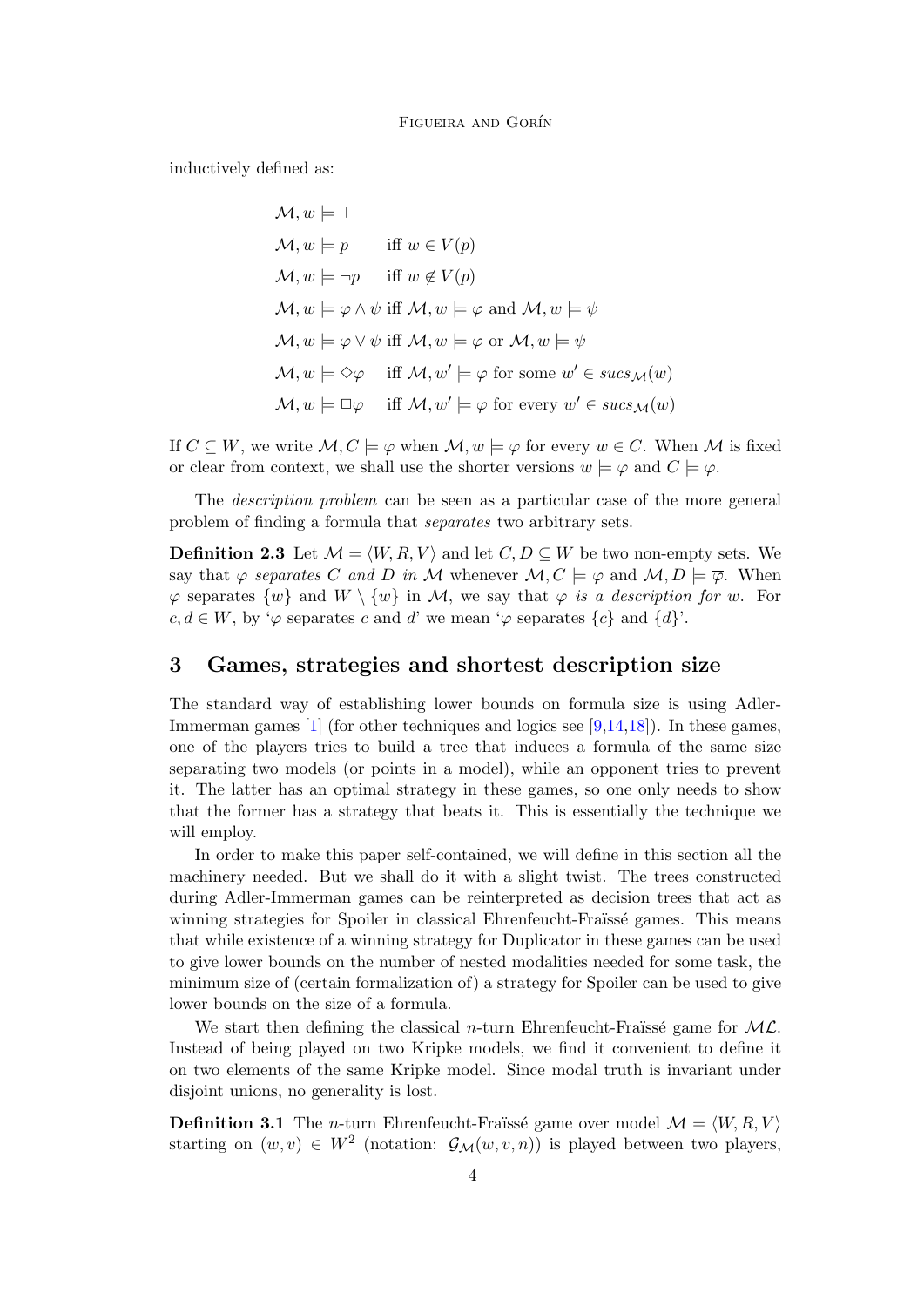inductively defined as:

$$
\begin{array}{ll}
\mathcal{M}, w \models \top & \\
\mathcal{M}, w \models p & \text{iff } w \in V(p) \\
\mathcal{M}, w \models \neg p & \text{iff } w \notin V(p) \\
\mathcal{M}, w \models \varphi \wedge \psi & \text{iff } \mathcal{M}, w \models \varphi \text{ and } \mathcal{M}, w \models \psi \\
\mathcal{M}, w \models \varphi \vee \psi & \text{iff } \mathcal{M}, w \models \varphi \text{ or } \mathcal{M}, w \models \psi \\
\mathcal{M}, w \models \Diamond \varphi & \text{iff } \mathcal{M}, w' \models \varphi \text{ for some } w' \in \mathit{sucs}_{\mathcal{M}}(w) \\
\mathcal{M}, w \models \Box \varphi & \text{iff } \mathcal{M}, w' \models \varphi \text{ for every } w' \in \mathit{sucs}_{\mathcal{M}}(w)
\end{array}
$$

If $C \subseteq W$, we write $\mathcal{M}, C \models \varphi$ when $\mathcal{M}, w \models \varphi$ for every $w \in C$. When $\mathcal{M}$ is fixed or clear from context, we shall use the shorter versions $w \models \varphi$ and $C \models \varphi$.

The *description problem* can be seen as a particular case of the more general problem of finding a formula that *separates* two arbitrary sets.

**Definition 2.3** Let $\mathcal{M} = \langle W, R, V \rangle$ and let $C, D \subseteq W$ be two non-empty sets. We say that $\varphi$ *separates* $C$ *and* $D$ *in* $\mathcal{M}$ whenever $\mathcal{M}, C \models \varphi$ and $\mathcal{M}, D \models \overline{\varphi}$. When $\varphi$ separates $\{w\}$ and $W \setminus \{w\}$ in $\mathcal{M}$, we say that $\varphi$ *is a description for* $w$. For $c, d \in W$, by '$\varphi$ separates $c$ and $d$' we mean '$\varphi$ separates $\{c\}$ and $\{d\}$'.

## 3 Games, strategies and shortest description size

The standard way of establishing lower bounds on formula size is using Adler-Immerman games [1] (for other techniques and logics see [9,14,18]). In these games, one of the players tries to build a tree that induces a formula of the same size separating two models (or points in a model), while an opponent tries to prevent it. The latter has an optimal strategy in these games, so one only needs to show that the former has a strategy that beats it. This is essentially the technique we will employ.

In order to make this paper self-contained, we will define in this section all the machinery needed. But we shall do it with a slight twist. The trees constructed during Adler-Immerman games can be reinterpreted as decision trees that act as winning strategies for Spoiler in classical Ehrenfeucht-Fraïssé games. This means that while existence of a winning strategy for Duplicator in these games can be used to give lower bounds on the number of nested modalities needed for some task, the minimum size of (certain formalization of) a strategy for Spoiler can be used to give lower bounds on the size of a formula.

We start then defining the classical $n$-turn Ehrenfeucht-Fraïssé game for $\mathcal{ML}$. Instead of being played on two Kripke models, we find it convenient to define it on two elements of the same Kripke model. Since modal truth is invariant under disjoint unions, no generality is lost.

**Definition 3.1** The $n$-turn Ehrenfeucht-Fraïssé game over model $\mathcal{M} = \langle W, R, V \rangle$ starting on $(w, v) \in W^2$ (notation: $\mathcal{G}_{\mathcal{M}}(w, v, n)$) is played between two players,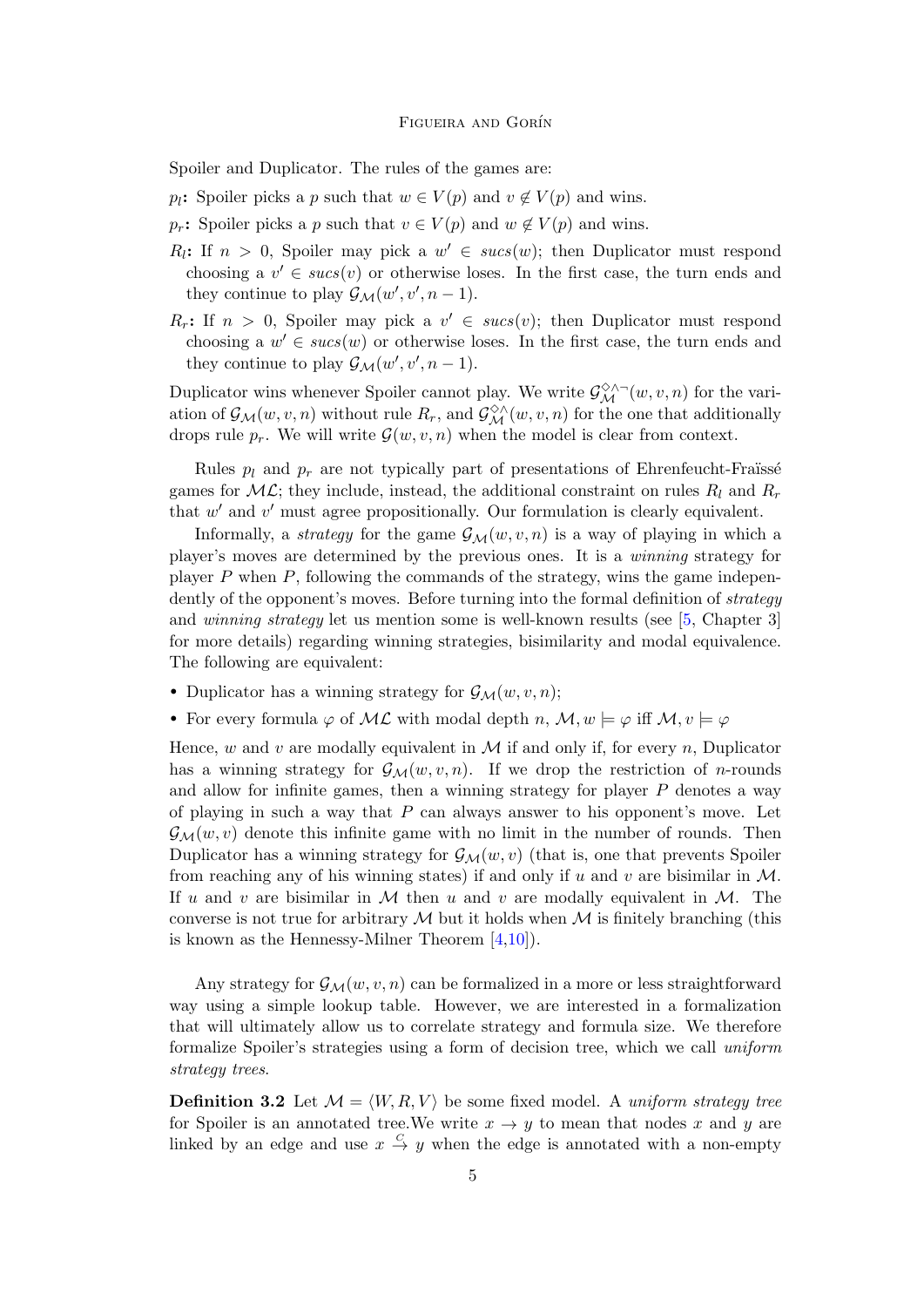Spoiler and Duplicator. The rules of the games are:

$p_l$**:** Spoiler picks a $p$ such that $w \in V(p)$ and $v \notin V(p)$ and wins.

$p_r$**:** Spoiler picks a $p$ such that $v \in V(p)$ and $w \notin V(p)$ and wins.

$R_l$**:** If $n > 0$, Spoiler may pick a $w' \in sucs(w)$; then Duplicator must respond choosing a $v' \in sucs(v)$ or otherwise loses. In the first case, the turn ends and they continue to play $\mathcal{G}_{\mathcal{M}}(w', v', n-1)$.

$R_r$**:** If $n > 0$, Spoiler may pick a $v' \in sucs(v)$; then Duplicator must respond choosing a $w' \in sucs(w)$ or otherwise loses. In the first case, the turn ends and they continue to play $\mathcal{G}_{\mathcal{M}}(w', v', n-1)$.

Duplicator wins whenever Spoiler cannot play. We write $\mathcal{G}^{\Diamond\wedge\neg}_{\mathcal{M}}(w, v, n)$ for the variation of $\mathcal{G}_{\mathcal{M}}(w, v, n)$ without rule $R_r$, and $\mathcal{G}^{\Diamond\wedge}_{\mathcal{M}}(w, v, n)$ for the one that additionally drops rule $p_r$. We will write $\mathcal{G}(w, v, n)$ when the model is clear from context.

Rules $p_l$ and $p_r$ are not typically part of presentations of Ehrenfeucht-Fraïssé games for $\mathcal{ML}$; they include, instead, the additional constraint on rules $R_l$ and $R_r$ that $w'$ and $v'$ must agree propositionally. Our formulation is clearly equivalent.

Informally, a *strategy* for the game $\mathcal{G}_{\mathcal{M}}(w, v, n)$ is a way of playing in which a player's moves are determined by the previous ones. It is a *winning* strategy for player $P$ when $P$, following the commands of the strategy, wins the game independently of the opponent's moves. Before turning into the formal definition of *strategy* and *winning strategy* let us mention some is well-known results (see [5, Chapter 3] for more details) regarding winning strategies, bisimilarity and modal equivalence. The following are equivalent:

- Duplicator has a winning strategy for $\mathcal{G}_{\mathcal{M}}(w, v, n)$;
- For every formula $\varphi$ of $\mathcal{ML}$ with modal depth $n$, $\mathcal{M}, w \models \varphi$ iff $\mathcal{M}, v \models \varphi$

Hence, $w$ and $v$ are modally equivalent in $\mathcal{M}$ if and only if, for every $n$, Duplicator has a winning strategy for $\mathcal{G}_{\mathcal{M}}(w, v, n)$. If we drop the restriction of $n$-rounds and allow for infinite games, then a winning strategy for player $P$ denotes a way of playing in such a way that $P$ can always answer to his opponent's move. Let $\mathcal{G}_{\mathcal{M}}(w, v)$ denote this infinite game with no limit in the number of rounds. Then Duplicator has a winning strategy for $\mathcal{G}_{\mathcal{M}}(w, v)$ (that is, one that prevents Spoiler from reaching any of his winning states) if and only if $u$ and $v$ are bisimilar in $\mathcal{M}$. If $u$ and $v$ are bisimilar in $\mathcal{M}$ then $u$ and $v$ are modally equivalent in $\mathcal{M}$. The converse is not true for arbitrary $\mathcal{M}$ but it holds when $\mathcal{M}$ is finitely branching (this is known as the Hennessy-Milner Theorem [4,10]).

Any strategy for $\mathcal{G}_{\mathcal{M}}(w, v, n)$ can be formalized in a more or less straightforward way using a simple lookup table. However, we are interested in a formalization that will ultimately allow us to correlate strategy and formula size. We therefore formalize Spoiler's strategies using a form of decision tree, which we call *uniform strategy trees*.

**Definition 3.2** Let $\mathcal{M} = \langle W, R, V\rangle$ be some fixed model. A *uniform strategy tree* for Spoiler is an annotated tree.We write $x \to y$ to mean that nodes $x$ and $y$ are linked by an edge and use $x \overset{C}{\to} y$ when the edge is annotated with a non-empty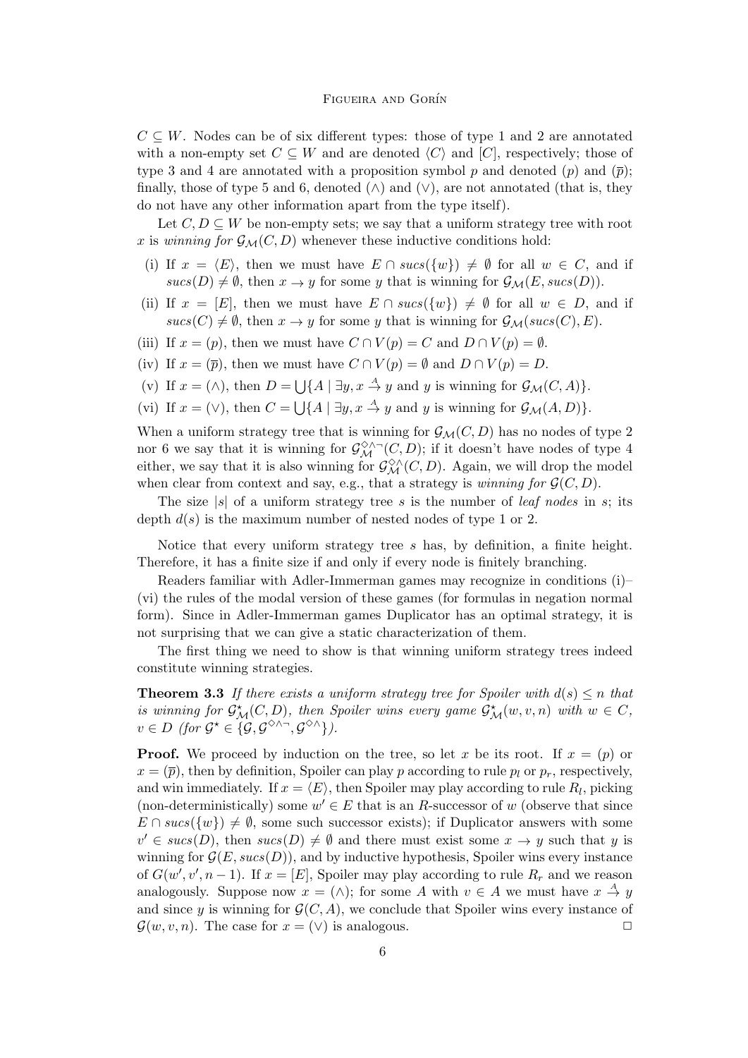$C \subseteq W$. Nodes can be of six different types: those of type 1 and 2 are annotated with a non-empty set $C \subseteq W$ and are denoted $\langle C \rangle$ and $[C]$, respectively; those of type 3 and 4 are annotated with a proposition symbol $p$ and denoted $(p)$ and $(\overline{p})$; finally, those of type 5 and 6, denoted $(\wedge)$ and $(\vee)$, are not annotated (that is, they do not have any other information apart from the type itself).

Let $C, D \subseteq W$ be non-empty sets; we say that a uniform strategy tree with root $x$ is *winning for* $\mathcal{G}_{\mathcal{M}}(C, D)$ whenever these inductive conditions hold:

(i) If $x = \langle E \rangle$, then we must have $E \cap sucs(\{w\}) \neq \emptyset$ for all $w \in C$, and if $sucs(D) \neq \emptyset$, then $x \to y$ for some $y$ that is winning for $\mathcal{G}_{\mathcal{M}}(E, sucs(D))$.

(ii) If $x = [E]$, then we must have $E \cap sucs(\{w\}) \neq \emptyset$ for all $w \in D$, and if $sucs(C) \neq \emptyset$, then $x \to y$ for some $y$ that is winning for $\mathcal{G}_{\mathcal{M}}(sucs(C), E)$.

(iii) If $x = (p)$, then we must have $C \cap V(p) = C$ and $D \cap V(p) = \emptyset$.

(iv) If $x = (\overline{p})$, then we must have $C \cap V(p) = \emptyset$ and $D \cap V(p) = D$.

(v) If $x = (\wedge)$, then $D = \bigcup \{A \mid \exists y, x \xrightarrow{A} y \text{ and } y \text{ is winning for } \mathcal{G}_{\mathcal{M}}(C, A)\}$.

(vi) If $x = (\vee)$, then $C = \bigcup \{A \mid \exists y, x \xrightarrow{A} y \text{ and } y \text{ is winning for } \mathcal{G}_{\mathcal{M}}(A, D)\}$.

When a uniform strategy tree that is winning for $\mathcal{G}_{\mathcal{M}}(C, D)$ has no nodes of type 2 nor 6 we say that it is winning for $\mathcal{G}^{\Diamond\wedge\neg}_{\mathcal{M}}(C, D)$; if it doesn't have nodes of type 4 either, we say that it is also winning for $\mathcal{G}^{\Diamond\wedge}_{\mathcal{M}}(C, D)$. Again, we will drop the model when clear from context and say, e.g., that a strategy is *winning for* $\mathcal{G}(C, D)$.

The size $|s|$ of a uniform strategy tree $s$ is the number of *leaf nodes* in $s$; its depth $d(s)$ is the maximum number of nested nodes of type 1 or 2.

Notice that every uniform strategy tree $s$ has, by definition, a finite height. Therefore, it has a finite size if and only if every node is finitely branching.

Readers familiar with Adler-Immerman games may recognize in conditions (i)–(vi) the rules of the modal version of these games (for formulas in negation normal form). Since in Adler-Immerman games Duplicator has an optimal strategy, it is not surprising that we can give a static characterization of them.

The first thing we need to show is that winning uniform strategy trees indeed constitute winning strategies.

**Theorem 3.3** *If there exists a uniform strategy tree for Spoiler with $d(s) \leq n$ that is winning for $\mathcal{G}^{\star}_{\mathcal{M}}(C, D)$, then Spoiler wins every game $\mathcal{G}^{\star}_{\mathcal{M}}(w, v, n)$ with $w \in C$, $v \in D$ (for $\mathcal{G}^{\star} \in \{\mathcal{G}, \mathcal{G}^{\Diamond\wedge\neg}, \mathcal{G}^{\Diamond\wedge}\}$).*

**Proof.** We proceed by induction on the tree, so let $x$ be its root. If $x = (p)$ or $x = (\overline{p})$, then by definition, Spoiler can play $p$ according to rule $p_l$ or $p_r$, respectively, and win immediately. If $x = \langle E \rangle$, then Spoiler may play according to rule $R_l$, picking (non-deterministically) some $w' \in E$ that is an $R$-successor of $w$ (observe that since $E \cap sucs(\{w\}) \neq \emptyset$, some such successor exists); if Duplicator answers with some $v' \in sucs(D)$, then $sucs(D) \neq \emptyset$ and there must exist some $x \to y$ such that $y$ is winning for $\mathcal{G}(E, sucs(D))$, and by inductive hypothesis, Spoiler wins every instance of $G(w', v', n-1)$. If $x = [E]$, Spoiler may play according to rule $R_r$ and we reason analogously. Suppose now $x = (\wedge)$; for some $A$ with $v \in A$ we must have $x \xrightarrow{A} y$ and since $y$ is winning for $\mathcal{G}(C, A)$, we conclude that Spoiler wins every instance of $\mathcal{G}(w, v, n)$. The case for $x = (\vee)$ is analogous. $\Box$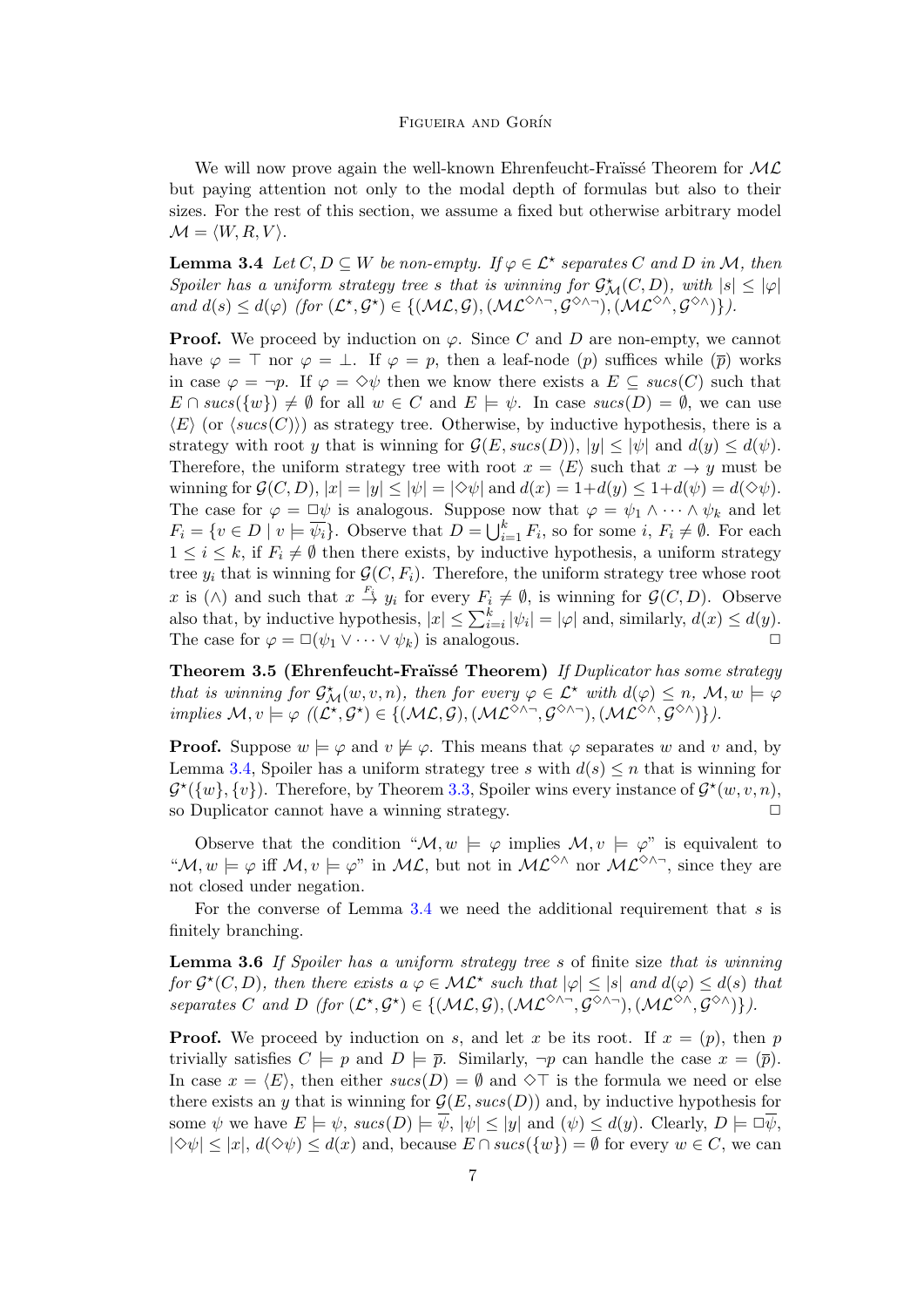We will now prove again the well-known Ehrenfeucht-Fraïssé Theorem for $\mathcal{ML}$ but paying attention not only to the modal depth of formulas but also to their sizes. For the rest of this section, we assume a fixed but otherwise arbitrary model $\mathcal{M} = \langle W, R, V \rangle$.

**Lemma 3.4** *Let $C, D \subseteq W$ be non-empty. If $\varphi \in \mathcal{L}^\star$ separates $C$ and $D$ in $\mathcal{M}$, then Spoiler has a uniform strategy tree $s$ that is winning for $\mathcal{G}^\star_{\mathcal{M}}(C, D)$, with $|s| \leq |\varphi|$ and $d(s) \leq d(\varphi)$ (for $(\mathcal{L}^\star, \mathcal{G}^\star) \in \{(\mathcal{ML}, \mathcal{G}), (\mathcal{ML}^{\Diamond\wedge\neg}, \mathcal{G}^{\Diamond\wedge\neg}), (\mathcal{ML}^{\Diamond\wedge}, \mathcal{G}^{\Diamond\wedge})\}$).*

**Proof.** We proceed by induction on $\varphi$. Since $C$ and $D$ are non-empty, we cannot have $\varphi = \top$ nor $\varphi = \bot$. If $\varphi = p$, then a leaf-node $(p)$ suffices while $(\overline{p})$ works in case $\varphi = \neg p$. If $\varphi = \Diamond\psi$ then we know there exists a $E \subseteq sucs(C)$ such that $E \cap sucs(\{w\}) \neq \emptyset$ for all $w \in C$ and $E \models \psi$. In case $sucs(D) = \emptyset$, we can use $\langle E \rangle$ (or $\langle sucs(C) \rangle$) as strategy tree. Otherwise, by inductive hypothesis, there is a strategy with root $y$ that is winning for $\mathcal{G}(E, sucs(D))$, $|y| \leq |\psi|$ and $d(y) \leq d(\psi)$. Therefore, the uniform strategy tree with root $x = \langle E \rangle$ such that $x \to y$ must be winning for $\mathcal{G}(C, D)$, $|x| = |y| \leq |\psi| = |\Diamond\psi|$ and $d(x) = 1 + d(y) \leq 1 + d(\psi) = d(\Diamond\psi)$. The case for $\varphi = \Box\psi$ is analogous. Suppose now that $\varphi = \psi_1 \wedge \cdots \wedge \psi_k$ and let $F_i = \{v \in D \mid v \models \overline{\psi_i}\}$. Observe that $D = \bigcup_{i=1}^k F_i$, so for some $i$, $F_i \neq \emptyset$. For each $1 \leq i \leq k$, if $F_i \neq \emptyset$ then there exists, by inductive hypothesis, a uniform strategy tree $y_i$ that is winning for $\mathcal{G}(C, F_i)$. Therefore, the uniform strategy tree whose root $x$ is $(\wedge)$ and such that $x \xrightarrow{F_i} y_i$ for every $F_i \neq \emptyset$, is winning for $\mathcal{G}(C, D)$. Observe also that, by inductive hypothesis, $|x| \leq \sum_{i=i}^k |\psi_i| = |\varphi|$ and, similarly, $d(x) \leq d(y)$. The case for $\varphi = \Box(\psi_1 \vee \cdots \vee \psi_k)$ is analogous. $\Box$

**Theorem 3.5 (Ehrenfeucht-Fraïssé Theorem)** *If Duplicator has some strategy that is winning for $\mathcal{G}^\star_{\mathcal{M}}(w, v, n)$, then for every $\varphi \in \mathcal{L}^\star$ with $d(\varphi) \leq n$, $\mathcal{M}, w \models \varphi$ implies $\mathcal{M}, v \models \varphi$ ($(\mathcal{L}^\star, \mathcal{G}^\star) \in \{(\mathcal{ML}, \mathcal{G}), (\mathcal{ML}^{\Diamond\wedge\neg}, \mathcal{G}^{\Diamond\wedge\neg}), (\mathcal{ML}^{\Diamond\wedge}, \mathcal{G}^{\Diamond\wedge})\}$).*

**Proof.** Suppose $w \models \varphi$ and $v \not\models \varphi$. This means that $\varphi$ separates $w$ and $v$ and, by Lemma 3.4, Spoiler has a uniform strategy tree $s$ with $d(s) \leq n$ that is winning for $\mathcal{G}^\star(\{w\}, \{v\})$. Therefore, by Theorem 3.3, Spoiler wins every instance of $\mathcal{G}^\star(w, v, n)$, so Duplicator cannot have a winning strategy. $\Box$

Observe that the condition "$\mathcal{M}, w \models \varphi$ implies $\mathcal{M}, v \models \varphi$" is equivalent to "$\mathcal{M}, w \models \varphi$ iff $\mathcal{M}, v \models \varphi$" in $\mathcal{ML}$, but not in $\mathcal{ML}^{\Diamond\wedge}$ nor $\mathcal{ML}^{\Diamond\wedge\neg}$, since they are not closed under negation.

For the converse of Lemma 3.4 we need the additional requirement that $s$ is finitely branching.

**Lemma 3.6** *If Spoiler has a uniform strategy tree $s$* of finite size *that is winning for $\mathcal{G}^\star(C, D)$, then there exists a $\varphi \in \mathcal{ML}^\star$ such that $|\varphi| \leq |s|$ and $d(\varphi) \leq d(s)$ that separates $C$ and $D$ (for $(\mathcal{L}^\star, \mathcal{G}^\star) \in \{(\mathcal{ML}, \mathcal{G}), (\mathcal{ML}^{\Diamond\wedge\neg}, \mathcal{G}^{\Diamond\wedge\neg}), (\mathcal{ML}^{\Diamond\wedge}, \mathcal{G}^{\Diamond\wedge})\}$).*

**Proof.** We proceed by induction on $s$, and let $x$ be its root. If $x = (p)$, then $p$ trivially satisfies $C \models p$ and $D \models \overline{p}$. Similarly, $\neg p$ can handle the case $x = (\overline{p})$. In case $x = \langle E \rangle$, then either $sucs(D) = \emptyset$ and $\Diamond\top$ is the formula we need or else there exists an $y$ that is winning for $\mathcal{G}(E, sucs(D))$ and, by inductive hypothesis for some $\psi$ we have $E \models \psi$, $sucs(D) \models \overline{\psi}$, $|\psi| \leq |y|$ and $(\psi) \leq d(y)$. Clearly, $D \models \Box\overline{\psi}$, $|\Diamond\psi| \leq |x|$, $d(\Diamond\psi) \leq d(x)$ and, because $E \cap sucs(\{w\}) = \emptyset$ for every $w \in C$, we can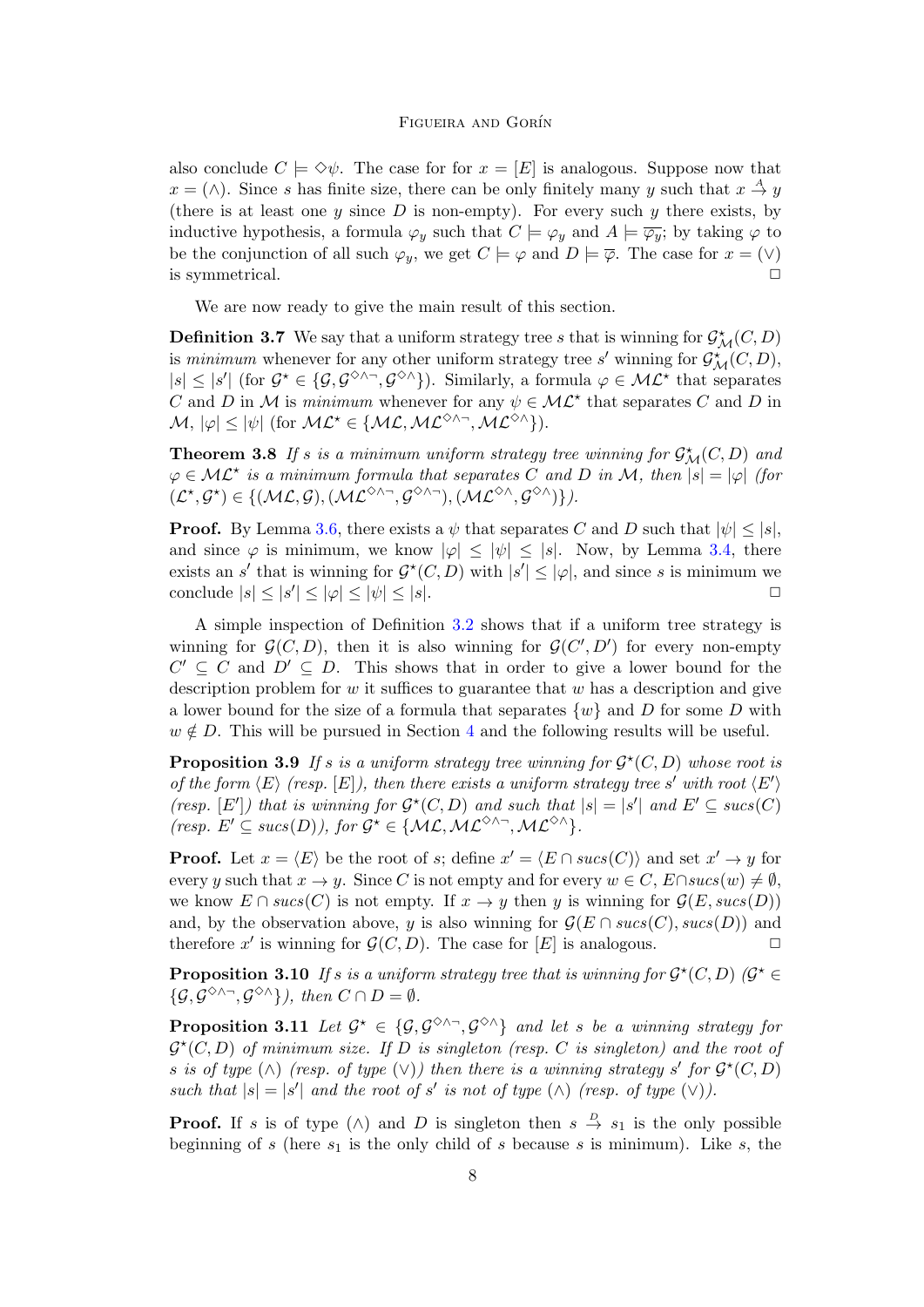also conclude $C \models \Diamond\psi$. The case for for $x = [E]$ is analogous. Suppose now that $x = (\wedge)$. Since $s$ has finite size, there can be only finitely many $y$ such that $x \overset{A}{\to} y$ (there is at least one $y$ since $D$ is non-empty). For every such $y$ there exists, by inductive hypothesis, a formula $\varphi_y$ such that $C \models \varphi_y$ and $A \models \overline{\varphi_y}$; by taking $\varphi$ to be the conjunction of all such $\varphi_y$, we get $C \models \varphi$ and $D \models \overline{\varphi}$. The case for $x = (\vee)$ is symmetrical. □

We are now ready to give the main result of this section.

**Definition 3.7** We say that a uniform strategy tree $s$ that is winning for $\mathcal{G}^\star_{\mathcal{M}}(C,D)$ is *minimum* whenever for any other uniform strategy tree $s'$ winning for $\mathcal{G}^\star_{\mathcal{M}}(C,D)$, $|s| \leq |s'|$ (for $\mathcal{G}^\star \in \{\mathcal{G}, \mathcal{G}^{\Diamond\wedge\neg}, \mathcal{G}^{\Diamond\wedge}\}$). Similarly, a formula $\varphi \in \mathcal{ML}^\star$ that separates $C$ and $D$ in $\mathcal{M}$ is *minimum* whenever for any $\psi \in \mathcal{ML}^\star$ that separates $C$ and $D$ in $\mathcal{M}$, $|\varphi| \leq |\psi|$ (for $\mathcal{ML}^\star \in \{\mathcal{ML}, \mathcal{ML}^{\Diamond\wedge\neg}, \mathcal{ML}^{\Diamond\wedge}\}$).

**Theorem 3.8** *If $s$ is a minimum uniform strategy tree winning for $\mathcal{G}^\star_{\mathcal{M}}(C,D)$ and $\varphi \in \mathcal{ML}^\star$ is a minimum formula that separates $C$ and $D$ in $\mathcal{M}$, then $|s| = |\varphi|$ (for $(\mathcal{L}^\star, \mathcal{G}^\star) \in \{(\mathcal{ML}, \mathcal{G}), (\mathcal{ML}^{\Diamond\wedge\neg}, \mathcal{G}^{\Diamond\wedge\neg}), (\mathcal{ML}^{\Diamond\wedge}, \mathcal{G}^{\Diamond\wedge})\}$).*

**Proof.** By Lemma 3.6, there exists a $\psi$ that separates $C$ and $D$ such that $|\psi| \leq |s|$, and since $\varphi$ is minimum, we know $|\varphi| \leq |\psi| \leq |s|$. Now, by Lemma 3.4, there exists an $s'$ that is winning for $\mathcal{G}^\star(C,D)$ with $|s'| \leq |\varphi|$, and since $s$ is minimum we conclude $|s| \leq |s'| \leq |\varphi| \leq |\psi| \leq |s|$. □

A simple inspection of Definition 3.2 shows that if a uniform tree strategy is winning for $\mathcal{G}(C,D)$, then it is also winning for $\mathcal{G}(C',D')$ for every non-empty $C' \subseteq C$ and $D' \subseteq D$. This shows that in order to give a lower bound for the description problem for $w$ it suffices to guarantee that $w$ has a description and give a lower bound for the size of a formula that separates $\{w\}$ and $D$ for some $D$ with $w \notin D$. This will be pursued in Section 4 and the following results will be useful.

**Proposition 3.9** *If $s$ is a uniform strategy tree winning for $\mathcal{G}^\star(C,D)$ whose root is of the form $\langle E \rangle$ (resp. $[E]$), then there exists a uniform strategy tree $s'$ with root $\langle E' \rangle$ (resp. $[E']$) that is winning for $\mathcal{G}^\star(C,D)$ and such that $|s| = |s'|$ and $E' \subseteq sucs(C)$ (resp. $E' \subseteq sucs(D)$), for $\mathcal{G}^\star \in \{\mathcal{ML}, \mathcal{ML}^{\Diamond\wedge\neg}, \mathcal{ML}^{\Diamond\wedge}\}$.*

**Proof.** Let $x = \langle E \rangle$ be the root of $s$; define $x' = \langle E \cap sucs(C) \rangle$ and set $x' \to y$ for every $y$ such that $x \to y$. Since $C$ is not empty and for every $w \in C$, $E \cap sucs(w) \neq \emptyset$, we know $E \cap sucs(C)$ is not empty. If $x \to y$ then $y$ is winning for $\mathcal{G}(E, sucs(D))$ and, by the observation above, $y$ is also winning for $\mathcal{G}(E \cap sucs(C), sucs(D))$ and therefore $x'$ is winning for $\mathcal{G}(C,D)$. The case for $[E]$ is analogous. □

**Proposition 3.10** *If $s$ is a uniform strategy tree that is winning for $\mathcal{G}^\star(C,D)$ ($\mathcal{G}^\star \in \{\mathcal{G}, \mathcal{G}^{\Diamond\wedge\neg}, \mathcal{G}^{\Diamond\wedge}\}$), then $C \cap D = \emptyset$.*

**Proposition 3.11** *Let $\mathcal{G}^\star \in \{\mathcal{G}, \mathcal{G}^{\Diamond\wedge\neg}, \mathcal{G}^{\Diamond\wedge}\}$ and let $s$ be a winning strategy for $\mathcal{G}^\star(C,D)$ of minimum size. If $D$ is singleton (resp. $C$ is singleton) and the root of $s$ is of type $(\wedge)$ (resp. of type $(\vee)$) then there is a winning strategy $s'$ for $\mathcal{G}^\star(C,D)$ such that $|s| = |s'|$ and the root of $s'$ is not of type $(\wedge)$ (resp. of type $(\vee)$).*

**Proof.** If $s$ is of type $(\wedge)$ and $D$ is singleton then $s \overset{D}{\to} s_1$ is the only possible beginning of $s$ (here $s_1$ is the only child of $s$ because $s$ is minimum). Like $s$, the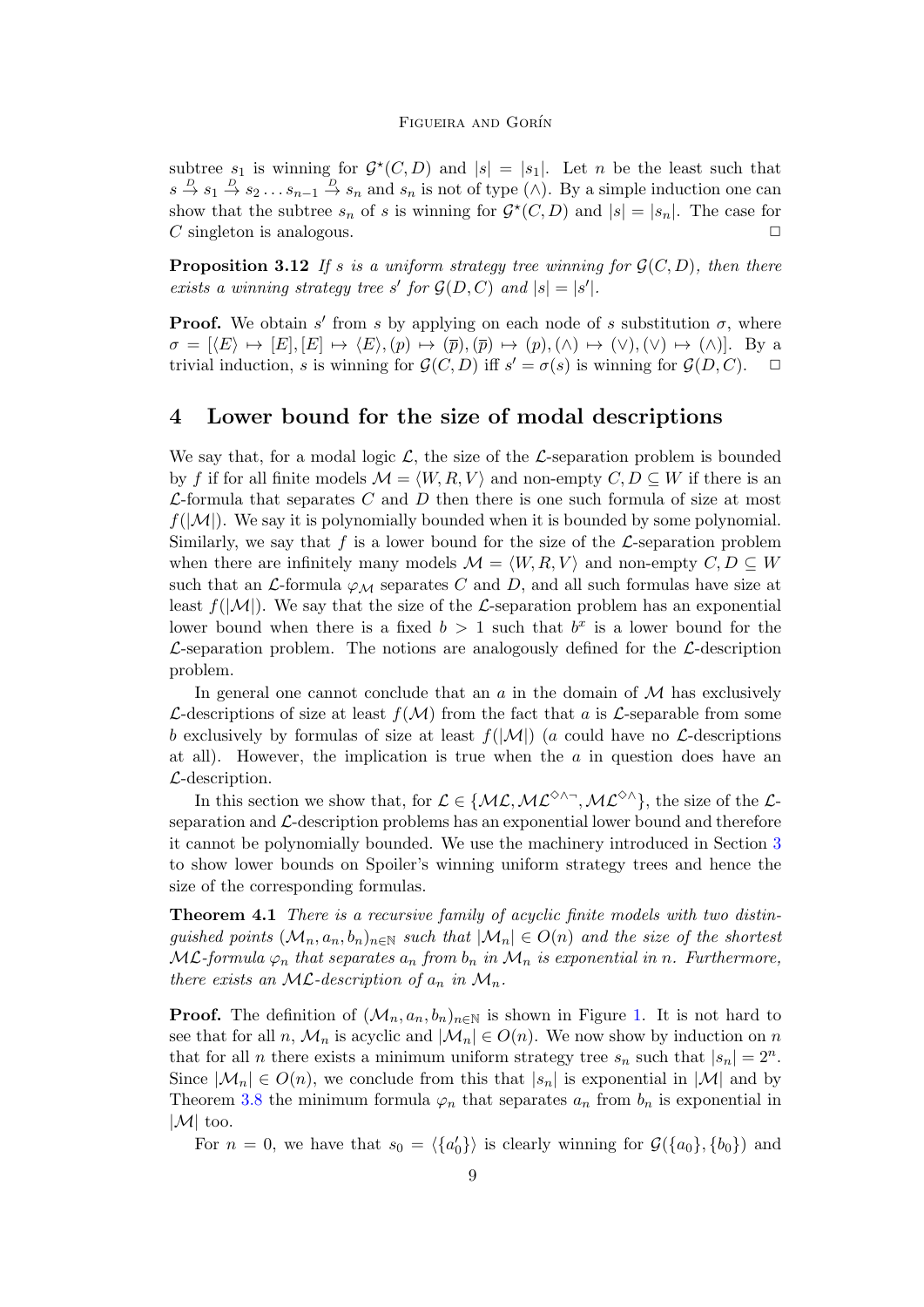subtree $s_1$ is winning for $\mathcal{G}^\star(C, D)$ and $|s| = |s_1|$. Let $n$ be the least such that $s \xrightarrow{D} s_1 \xrightarrow{D} s_2 \ldots s_{n-1} \xrightarrow{D} s_n$ and $s_n$ is not of type $(\wedge)$. By a simple induction one can show that the subtree $s_n$ of $s$ is winning for $\mathcal{G}^\star(C, D)$ and $|s| = |s_n|$. The case for $C$ singleton is analogous. $\square$

**Proposition 3.12** *If $s$ is a uniform strategy tree winning for $\mathcal{G}(C, D)$, then there exists a winning strategy tree $s'$ for $\mathcal{G}(D, C)$ and $|s| = |s'|$.*

**Proof.** We obtain $s'$ from $s$ by applying on each node of $s$ substitution $\sigma$, where $\sigma = [\langle E\rangle \mapsto [E], [E] \mapsto \langle E\rangle, (p) \mapsto (\overline{p}), (\overline{p}) \mapsto (p), (\wedge) \mapsto (\vee), (\vee) \mapsto (\wedge)]$. By a trivial induction, $s$ is winning for $\mathcal{G}(C, D)$ iff $s' = \sigma(s)$ is winning for $\mathcal{G}(D, C)$. $\square$

## 4 Lower bound for the size of modal descriptions

We say that, for a modal logic $\mathcal{L}$, the size of the $\mathcal{L}$-separation problem is bounded by $f$ if for all finite models $\mathcal{M} = \langle W, R, V\rangle$ and non-empty $C, D \subseteq W$ if there is an $\mathcal{L}$-formula that separates $C$ and $D$ then there is one such formula of size at most $f(|\mathcal{M}|)$. We say it is polynomially bounded when it is bounded by some polynomial. Similarly, we say that $f$ is a lower bound for the size of the $\mathcal{L}$-separation problem when there are infinitely many models $\mathcal{M} = \langle W, R, V\rangle$ and non-empty $C, D \subseteq W$ such that an $\mathcal{L}$-formula $\varphi_\mathcal{M}$ separates $C$ and $D$, and all such formulas have size at least $f(|\mathcal{M}|)$. We say that the size of the $\mathcal{L}$-separation problem has an exponential lower bound when there is a fixed $b > 1$ such that $b^x$ is a lower bound for the $\mathcal{L}$-separation problem. The notions are analogously defined for the $\mathcal{L}$-description problem.

In general one cannot conclude that an $a$ in the domain of $\mathcal{M}$ has exclusively $\mathcal{L}$-descriptions of size at least $f(\mathcal{M})$ from the fact that $a$ is $\mathcal{L}$-separable from some $b$ exclusively by formulas of size at least $f(|\mathcal{M}|)$ ($a$ could have no $\mathcal{L}$-descriptions at all). However, the implication is true when the $a$ in question does have an $\mathcal{L}$-description.

In this section we show that, for $\mathcal{L} \in \{\mathcal{ML}, \mathcal{ML}^{\Diamond\wedge\neg}, \mathcal{ML}^{\Diamond\wedge}\}$, the size of the $\mathcal{L}$-separation and $\mathcal{L}$-description problems has an exponential lower bound and therefore it cannot be polynomially bounded. We use the machinery introduced in Section 3 to show lower bounds on Spoiler's winning uniform strategy trees and hence the size of the corresponding formulas.

**Theorem 4.1** *There is a recursive family of acyclic finite models with two distinguished points $(\mathcal{M}_n, a_n, b_n)_{n\in\mathbb{N}}$ such that $|\mathcal{M}_n| \in O(n)$ and the size of the shortest $\mathcal{ML}$-formula $\varphi_n$ that separates $a_n$ from $b_n$ in $\mathcal{M}_n$ is exponential in $n$. Furthermore, there exists an $\mathcal{ML}$-description of $a_n$ in $\mathcal{M}_n$.*

**Proof.** The definition of $(\mathcal{M}_n, a_n, b_n)_{n\in\mathbb{N}}$ is shown in Figure 1. It is not hard to see that for all $n$, $\mathcal{M}_n$ is acyclic and $|\mathcal{M}_n| \in O(n)$. We now show by induction on $n$ that for all $n$ there exists a minimum uniform strategy tree $s_n$ such that $|s_n| = 2^n$. Since $|\mathcal{M}_n| \in O(n)$, we conclude from this that $|s_n|$ is exponential in $|\mathcal{M}|$ and by Theorem 3.8 the minimum formula $\varphi_n$ that separates $a_n$ from $b_n$ is exponential in $|\mathcal{M}|$ too.

For $n = 0$, we have that $s_0 = \langle\{a'_0\}\rangle$ is clearly winning for $\mathcal{G}(\{a_0\}, \{b_0\})$ and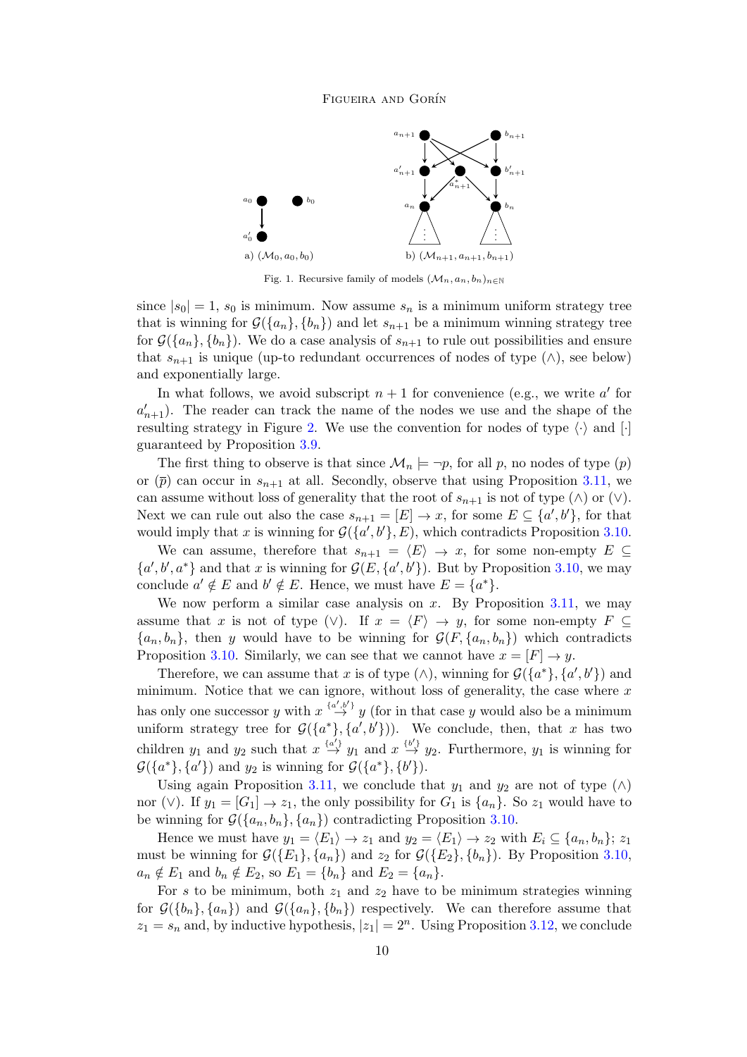a) $(\mathcal{M}_0, a_0, b_0)$ b) $(\mathcal{M}_{n+1}, a_{n+1}, b_{n+1})$

Fig. 1. Recursive family of models $(\mathcal{M}_n, a_n, b_n)_{n \in \mathbb{N}}$

since $|s_0| = 1$, $s_0$ is minimum. Now assume $s_n$ is a minimum uniform strategy tree that is winning for $\mathcal{G}(\{a_n\}, \{b_n\})$ and let $s_{n+1}$ be a minimum winning strategy tree for $\mathcal{G}(\{a_n\}, \{b_n\})$. We do a case analysis of $s_{n+1}$ to rule out possibilities and ensure that $s_{n+1}$ is unique (up-to redundant occurrences of nodes of type $(\wedge)$, see below) and exponentially large.

In what follows, we avoid subscript $n+1$ for convenience (e.g., we write $a'$ for $a'_{n+1}$). The reader can track the name of the nodes we use and the shape of the resulting strategy in Figure 2. We use the convention for nodes of type $\langle\cdot\rangle$ and $[\cdot]$ guaranteed by Proposition 3.9.

The first thing to observe is that since $\mathcal{M}_n \models \neg p$, for all $p$, no nodes of type $(p)$ or $(\overline{p})$ can occur in $s_{n+1}$ at all. Secondly, observe that using Proposition 3.11, we can assume without loss of generality that the root of $s_{n+1}$ is not of type $(\wedge)$ or $(\vee)$. Next we can rule out also the case $s_{n+1} = [E] \to x$, for some $E \subseteq \{a', b'\}$, for that would imply that $x$ is winning for $\mathcal{G}(\{a', b'\}, E)$, which contradicts Proposition 3.10.

We can assume, therefore that $s_{n+1} = \langle E \rangle \to x$, for some non-empty $E \subseteq \{a', b', a^*\}$ and that $x$ is winning for $\mathcal{G}(E, \{a', b'\})$. But by Proposition 3.10, we may conclude $a' \notin E$ and $b' \notin E$. Hence, we must have $E = \{a^*\}$.

We now perform a similar case analysis on $x$. By Proposition 3.11, we may assume that $x$ is not of type $(\vee)$. If $x = \langle F \rangle \to y$, for some non-empty $F \subseteq \{a_n, b_n\}$, then $y$ would have to be winning for $\mathcal{G}(F, \{a_n, b_n\})$ which contradicts Proposition 3.10. Similarly, we can see that we cannot have $x = [F] \to y$.

Therefore, we can assume that $x$ is of type $(\wedge)$, winning for $\mathcal{G}(\{a^*\}, \{a', b'\})$ and minimum. Notice that we can ignore, without loss of generality, the case where $x$ has only one successor $y$ with $x \overset{\{a', b'\}}{\to} y$ (for in that case $y$ would also be a minimum uniform strategy tree for $\mathcal{G}(\{a^*\}, \{a', b'\})$). We conclude, then, that $x$ has two children $y_1$ and $y_2$ such that $x \overset{\{a'\}}{\to} y_1$ and $x \overset{\{b'\}}{\to} y_2$. Furthermore, $y_1$ is winning for $\mathcal{G}(\{a^*\}, \{a'\})$ and $y_2$ is winning for $\mathcal{G}(\{a^*\}, \{b'\})$.

Using again Proposition 3.11, we conclude that $y_1$ and $y_2$ are not of type $(\wedge)$ nor $(\vee)$. If $y_1 = [G_1] \to z_1$, the only possibility for $G_1$ is $\{a_n\}$. So $z_1$ would have to be winning for $\mathcal{G}(\{a_n, b_n\}, \{a_n\})$ contradicting Proposition 3.10.

Hence we must have $y_1 = \langle E_1 \rangle \to z_1$ and $y_2 = \langle E_1 \rangle \to z_2$ with $E_i \subseteq \{a_n, b_n\}$; $z_1$ must be winning for $\mathcal{G}(\{E_1\}, \{a_n\})$ and $z_2$ for $\mathcal{G}(\{E_2\}, \{b_n\})$. By Proposition 3.10, $a_n \notin E_1$ and $b_n \notin E_2$, so $E_1 = \{b_n\}$ and $E_2 = \{a_n\}$.

For $s$ to be minimum, both $z_1$ and $z_2$ have to be minimum strategies winning for $\mathcal{G}(\{b_n\}, \{a_n\})$ and $\mathcal{G}(\{a_n\}, \{b_n\})$ respectively. We can therefore assume that $z_1 = s_n$ and, by inductive hypothesis, $|z_1| = 2^n$. Using Proposition 3.12, we conclude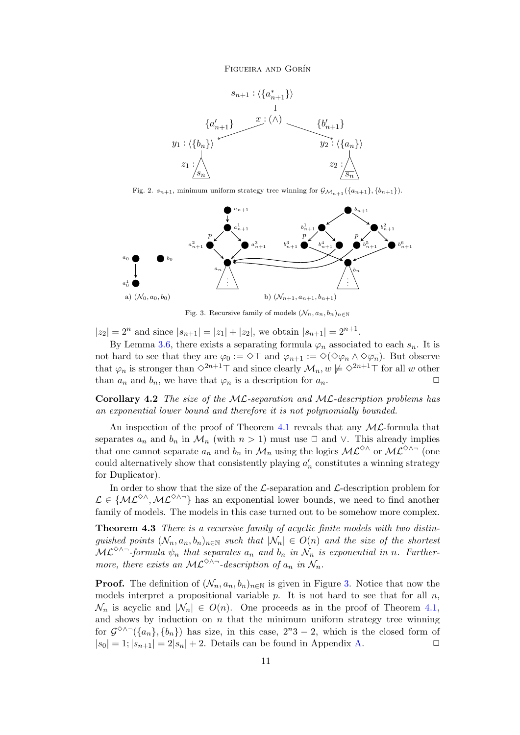Fig. 2. $s_{n+1}$, minimum uniform strategy tree winning for $\mathcal{G}_{\mathcal{M}_{n+1}}(\{a_{n+1}\},\{b_{n+1}\})$.

Fig. 3. Recursive family of models $(\mathcal{N}_n, a_n, b_n)_{n\in\mathbb{N}}$

$|z_2| = 2^n$ and since $|s_{n+1}| = |z_1| + |z_2|$, we obtain $|s_{n+1}| = 2^{n+1}$.

By Lemma 3.6, there exists a separating formula $\varphi_n$ associated to each $s_n$. It is not hard to see that they are $\varphi_0 := \Diamond\top$ and $\varphi_{n+1} := \Diamond(\Diamond\varphi_n \wedge \Diamond\overline{\varphi_n})$. But observe that $\varphi_n$ is stronger than $\Diamond^{2n+1}\top$ and since clearly $\mathcal{M}_n, w \not\models \Diamond^{2n+1}\top$ for all $w$ other than $a_n$ and $b_n$, we have that $\varphi_n$ is a description for $a_n$. □

**Corollary 4.2** *The size of the $\mathcal{ML}$-separation and $\mathcal{ML}$-description problems has an exponential lower bound and therefore it is not polynomially bounded.*

An inspection of the proof of Theorem 4.1 reveals that any $\mathcal{ML}$-formula that separates $a_n$ and $b_n$ in $\mathcal{M}_n$ (with $n > 1$) must use $\Box$ and $\vee$. This already implies that one cannot separate $a_n$ and $b_n$ in $\mathcal{M}_n$ using the logics $\mathcal{ML}^{\Diamond\wedge}$ or $\mathcal{ML}^{\Diamond\wedge\neg}$ (one could alternatively show that consistently playing $a'_n$ constitutes a winning strategy for Duplicator).

In order to show that the size of the $\mathcal{L}$-separation and $\mathcal{L}$-description problem for $\mathcal{L} \in \{\mathcal{ML}^{\Diamond\wedge}, \mathcal{ML}^{\Diamond\wedge\neg}\}$ has an exponential lower bounds, we need to find another family of models. The models in this case turned out to be somehow more complex.

**Theorem 4.3** *There is a recursive family of acyclic finite models with two distinguished points $(\mathcal{N}_n, a_n, b_n)_{n\in\mathbb{N}}$ such that $|\mathcal{N}_n| \in O(n)$ and the size of the shortest $\mathcal{ML}^{\Diamond\wedge\neg}$-formula $\psi_n$ that separates $a_n$ and $b_n$ in $\mathcal{N}_n$ is exponential in $n$. Furthermore, there exists an $\mathcal{ML}^{\Diamond\wedge\neg}$-description of $a_n$ in $\mathcal{N}_n$.*

**Proof.** The definition of $(\mathcal{N}_n, a_n, b_n)_{n\in\mathbb{N}}$ is given in Figure 3. Notice that now the models interpret a propositional variable $p$. It is not hard to see that for all $n$, $\mathcal{N}_n$ is acyclic and $|\mathcal{N}_n| \in O(n)$. One proceeds as in the proof of Theorem 4.1, and shows by induction on $n$ that the minimum uniform strategy tree winning for $\mathcal{G}^{\Diamond\wedge\neg}(\{a_n\},\{b_n\})$ has size, in this case, $2^n 3 - 2$, which is the closed form of $|s_0| = 1; |s_{n+1}| = 2|s_n| + 2$. Details can be found in Appendix A. □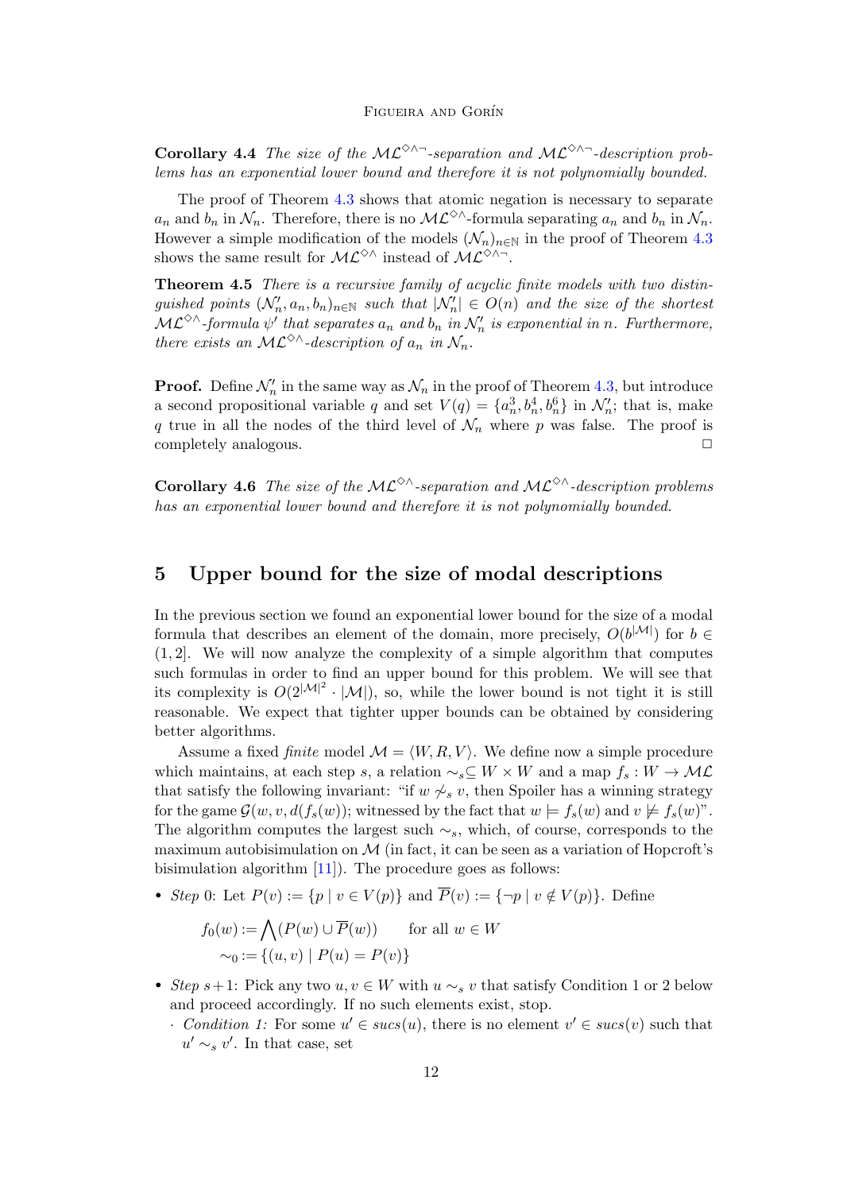**Corollary 4.4** *The size of the $\mathcal{ML}^{\diamond\wedge\neg}$-separation and $\mathcal{ML}^{\diamond\wedge\neg}$-description problems has an exponential lower bound and therefore it is not polynomially bounded.*

The proof of Theorem 4.3 shows that atomic negation is necessary to separate $a_n$ and $b_n$ in $\mathcal{N}_n$. Therefore, there is no $\mathcal{ML}^{\diamond\wedge}$-formula separating $a_n$ and $b_n$ in $\mathcal{N}_n$. However a simple modification of the models $(\mathcal{N}_n)_{n\in\mathbb{N}}$ in the proof of Theorem 4.3 shows the same result for $\mathcal{ML}^{\diamond\wedge}$ instead of $\mathcal{ML}^{\diamond\wedge\neg}$.

**Theorem 4.5** *There is a recursive family of acyclic finite models with two distinguished points $(\mathcal{N}'_n, a_n, b_n)_{n\in\mathbb{N}}$ such that $|\mathcal{N}'_n| \in O(n)$ and the size of the shortest $\mathcal{ML}^{\diamond\wedge}$-formula $\psi'$ that separates $a_n$ and $b_n$ in $\mathcal{N}'_n$ is exponential in $n$. Furthermore, there exists an $\mathcal{ML}^{\diamond\wedge}$-description of $a_n$ in $\mathcal{N}_n$.*

**Proof.** Define $\mathcal{N}'_n$ in the same way as $\mathcal{N}_n$ in the proof of Theorem 4.3, but introduce a second propositional variable $q$ and set $V(q) = \{a_n^3, b_n^4, b_n^6\}$ in $\mathcal{N}'_n$; that is, make $q$ true in all the nodes of the third level of $\mathcal{N}_n$ where $p$ was false. The proof is completely analogous. □

**Corollary 4.6** *The size of the $\mathcal{ML}^{\diamond\wedge}$-separation and $\mathcal{ML}^{\diamond\wedge}$-description problems has an exponential lower bound and therefore it is not polynomially bounded.*

## 5 Upper bound for the size of modal descriptions

In the previous section we found an exponential lower bound for the size of a modal formula that describes an element of the domain, more precisely, $O(b^{|\mathcal{M}|})$ for $b \in (1, 2]$. We will now analyze the complexity of a simple algorithm that computes such formulas in order to find an upper bound for this problem. We will see that its complexity is $O(2^{|\mathcal{M}|^2} \cdot |\mathcal{M}|)$, so, while the lower bound is not tight it is still reasonable. We expect that tighter upper bounds can be obtained by considering better algorithms.

Assume a fixed *finite* model $\mathcal{M} = \langle W, R, V\rangle$. We define now a simple procedure which maintains, at each step $s$, a relation $\sim_s \subseteq W \times W$ and a map $f_s : W \to \mathcal{ML}$ that satisfy the following invariant: "if $w \not\sim_s v$, then Spoiler has a winning strategy for the game $\mathcal{G}(w, v, d(f_s(w))$; witnessed by the fact that $w \models f_s(w)$ and $v \not\models f_s(w)$". The algorithm computes the largest such $\sim_s$, which, of course, corresponds to the maximum autobisimulation on $\mathcal{M}$ (in fact, it can be seen as a variation of Hopcroft's bisimulation algorithm [11]). The procedure goes as follows:

- *Step* 0: Let $P(v) := \{p \mid v \in V(p)\}$ and $\overline{P}(v) := \{\neg p \mid v \notin V(p)\}$. Define

$$f_0(w) := \bigwedge(P(w) \cup \overline{P}(w)) \qquad \text{for all } w \in W$$
$$\sim_0 := \{(u, v) \mid P(u) = P(v)\}$$

- *Step* $s+1$: Pick any two $u, v \in W$ with $u \sim_s v$ that satisfy Condition 1 or 2 below and proceed accordingly. If no such elements exist, stop.
  - *Condition 1:* For some $u' \in sucs(u)$, there is no element $v' \in sucs(v)$ such that $u' \sim_s v'$. In that case, set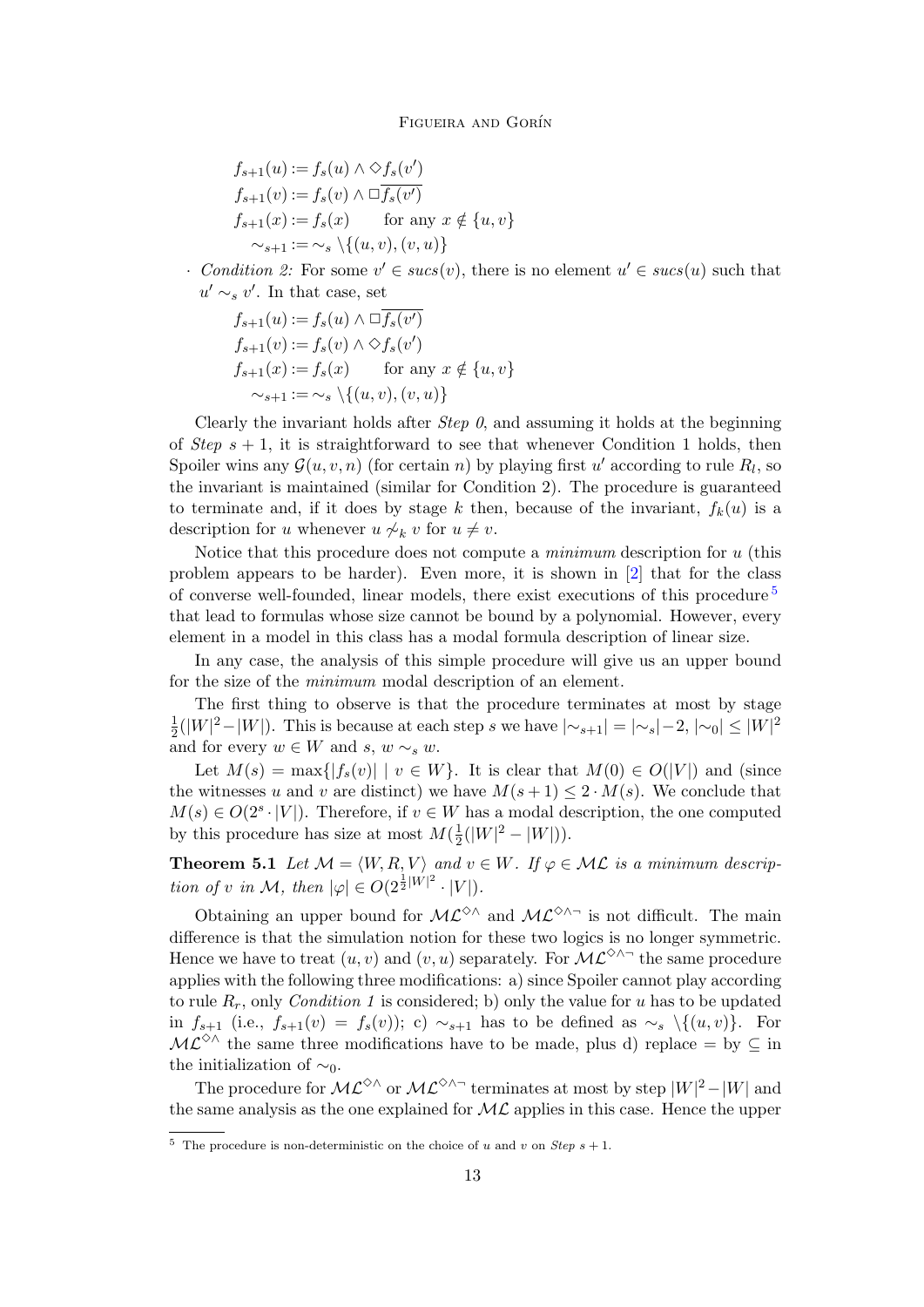$$f_{s+1}(u) := f_s(u) \wedge \Diamond f_s(v')$$
$$f_{s+1}(v) := f_s(v) \wedge \Box \overline{f_s(v')}$$
$$f_{s+1}(x) := f_s(x) \qquad \text{for any } x \notin \{u, v\}$$
$$\sim_{s+1} := \sim_s \setminus \{(u,v),(v,u)\}$$

- *Condition 2:* For some $v' \in sucs(v)$, there is no element $u' \in sucs(u)$ such that $u' \sim_s v'$. In that case, set

$$f_{s+1}(u) := f_s(u) \wedge \Box \overline{f_s(v')}$$
$$f_{s+1}(v) := f_s(v) \wedge \Diamond f_s(v')$$
$$f_{s+1}(x) := f_s(x) \qquad \text{for any } x \notin \{u, v\}$$
$$\sim_{s+1} := \sim_s \setminus \{(u,v),(v,u)\}$$

Clearly the invariant holds after *Step 0*, and assuming it holds at the beginning of *Step* $s+1$, it is straightforward to see that whenever Condition 1 holds, then Spoiler wins any $\mathcal{G}(u, v, n)$ (for certain $n$) by playing first $u'$ according to rule $R_l$, so the invariant is maintained (similar for Condition 2). The procedure is guaranteed to terminate and, if it does by stage $k$ then, because of the invariant, $f_k(u)$ is a description for $u$ whenever $u \not\sim_k v$ for $u \neq v$.

Notice that this procedure does not compute a *minimum* description for $u$ (this problem appears to be harder). Even more, it is shown in [2] that for the class of converse well-founded, linear models, there exist executions of this procedure [5] that lead to formulas whose size cannot be bound by a polynomial. However, every element in a model in this class has a modal formula description of linear size.

In any case, the analysis of this simple procedure will give us an upper bound for the size of the *minimum* modal description of an element.

The first thing to observe is that the procedure terminates at most by stage $\frac{1}{2}(|W|^2 - |W|)$. This is because at each step $s$ we have $|\sim_{s+1}| = |\sim_s| - 2$, $|\sim_0| \leq |W|^2$ and for every $w \in W$ and $s$, $w \sim_s w$.

Let $M(s) = \max\{|f_s(v)| \mid v \in W\}$. It is clear that $M(0) \in O(|V|)$ and (since the witnesses $u$ and $v$ are distinct) we have $M(s+1) \leq 2 \cdot M(s)$. We conclude that $M(s) \in O(2^s \cdot |V|)$. Therefore, if $v \in W$ has a modal description, the one computed by this procedure has size at most $M(\frac{1}{2}(|W|^2 - |W|))$.

**Theorem 5.1** *Let $\mathcal{M} = \langle W, R, V \rangle$ and $v \in W$. If $\varphi \in \mathcal{ML}$ is a minimum description of $v$ in $\mathcal{M}$, then $|\varphi| \in O(2^{\frac{1}{2}|W|^2} \cdot |V|)$.*

Obtaining an upper bound for $\mathcal{ML}^{\Diamond\wedge}$ and $\mathcal{ML}^{\Diamond\wedge\neg}$ is not difficult. The main difference is that the simulation notion for these two logics is no longer symmetric. Hence we have to treat $(u, v)$ and $(v, u)$ separately. For $\mathcal{ML}^{\Diamond\wedge\neg}$ the same procedure applies with the following three modifications: a) since Spoiler cannot play according to rule $R_r$, only *Condition 1* is considered; b) only the value for $u$ has to be updated in $f_{s+1}$ (i.e., $f_{s+1}(v) = f_s(v)$); c) $\sim_{s+1}$ has to be defined as $\sim_s \setminus \{(u,v)\}$. For $\mathcal{ML}^{\Diamond\wedge}$ the same three modifications have to be made, plus d) replace $=$ by $\subseteq$ in the initialization of $\sim_0$.

The procedure for $\mathcal{ML}^{\Diamond\wedge}$ or $\mathcal{ML}^{\Diamond\wedge\neg}$ terminates at most by step $|W|^2 - |W|$ and the same analysis as the one explained for $\mathcal{ML}$ applies in this case. Hence the upper

[5] The procedure is non-deterministic on the choice of $u$ and $v$ on *Step* $s+1$.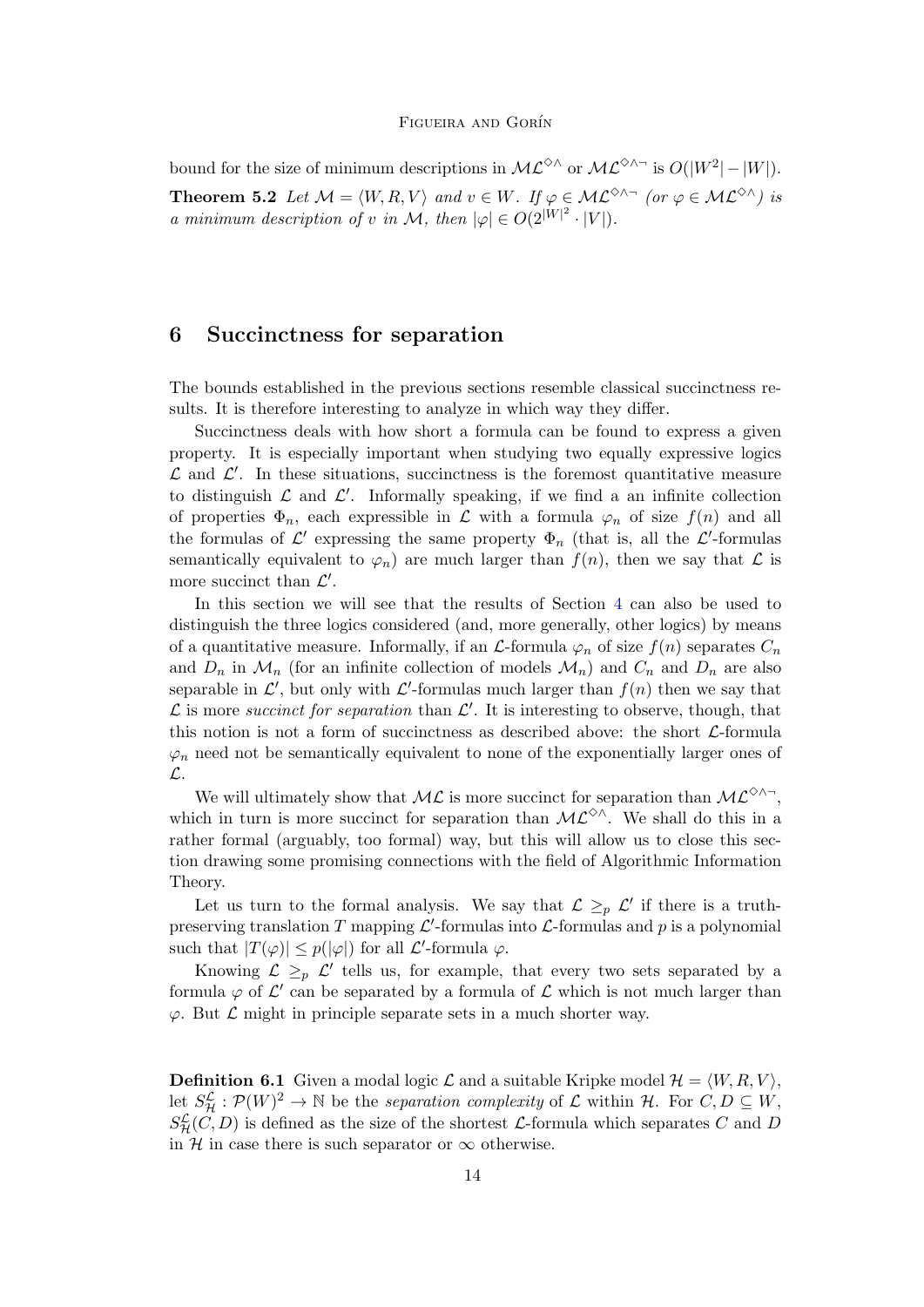bound for the size of minimum descriptions in $\mathcal{ML}^{\Diamond\wedge}$ or $\mathcal{ML}^{\Diamond\wedge\neg}$ is $O(|W^2| - |W|)$.

**Theorem 5.2** *Let $\mathcal{M} = \langle W, R, V\rangle$ and $v \in W$. If $\varphi \in \mathcal{ML}^{\Diamond\wedge\neg}$ (or $\varphi \in \mathcal{ML}^{\Diamond\wedge}$) is a minimum description of $v$ in $\mathcal{M}$, then $|\varphi| \in O(2^{|W|^2} \cdot |V|)$.*

## 6 Succinctness for separation

The bounds established in the previous sections resemble classical succinctness results. It is therefore interesting to analyze in which way they differ.

Succinctness deals with how short a formula can be found to express a given property. It is especially important when studying two equally expressive logics $\mathcal{L}$ and $\mathcal{L}'$. In these situations, succinctness is the foremost quantitative measure to distinguish $\mathcal{L}$ and $\mathcal{L}'$. Informally speaking, if we find a an infinite collection of properties $\Phi_n$, each expressible in $\mathcal{L}$ with a formula $\varphi_n$ of size $f(n)$ and all the formulas of $\mathcal{L}'$ expressing the same property $\Phi_n$ (that is, all the $\mathcal{L}'$-formulas semantically equivalent to $\varphi_n$) are much larger than $f(n)$, then we say that $\mathcal{L}$ is more succinct than $\mathcal{L}'$.

In this section we will see that the results of Section 4 can also be used to distinguish the three logics considered (and, more generally, other logics) by means of a quantitative measure. Informally, if an $\mathcal{L}$-formula $\varphi_n$ of size $f(n)$ separates $C_n$ and $D_n$ in $\mathcal{M}_n$ (for an infinite collection of models $\mathcal{M}_n$) and $C_n$ and $D_n$ are also separable in $\mathcal{L}'$, but only with $\mathcal{L}'$-formulas much larger than $f(n)$ then we say that $\mathcal{L}$ is more *succinct for separation* than $\mathcal{L}'$. It is interesting to observe, though, that this notion is not a form of succinctness as described above: the short $\mathcal{L}$-formula $\varphi_n$ need not be semantically equivalent to none of the exponentially larger ones of $\mathcal{L}$.

We will ultimately show that $\mathcal{ML}$ is more succinct for separation than $\mathcal{ML}^{\Diamond\wedge\neg}$, which in turn is more succinct for separation than $\mathcal{ML}^{\Diamond\wedge}$. We shall do this in a rather formal (arguably, too formal) way, but this will allow us to close this section drawing some promising connections with the field of Algorithmic Information Theory.

Let us turn to the formal analysis. We say that $\mathcal{L} \geq_p \mathcal{L}'$ if there is a truth-preserving translation $T$ mapping $\mathcal{L}'$-formulas into $\mathcal{L}$-formulas and $p$ is a polynomial such that $|T(\varphi)| \leq p(|\varphi|)$ for all $\mathcal{L}'$-formula $\varphi$.

Knowing $\mathcal{L} \geq_p \mathcal{L}'$ tells us, for example, that every two sets separated by a formula $\varphi$ of $\mathcal{L}'$ can be separated by a formula of $\mathcal{L}$ which is not much larger than $\varphi$. But $\mathcal{L}$ might in principle separate sets in a much shorter way.

**Definition 6.1** Given a modal logic $\mathcal{L}$ and a suitable Kripke model $\mathcal{H} = \langle W, R, V\rangle$, let $S^{\mathcal{L}}_{\mathcal{H}} : \mathcal{P}(W)^2 \to \mathbb{N}$ be the *separation complexity* of $\mathcal{L}$ within $\mathcal{H}$. For $C, D \subseteq W$, $S^{\mathcal{L}}_{\mathcal{H}}(C, D)$ is defined as the size of the shortest $\mathcal{L}$-formula which separates $C$ and $D$ in $\mathcal{H}$ in case there is such separator or $\infty$ otherwise.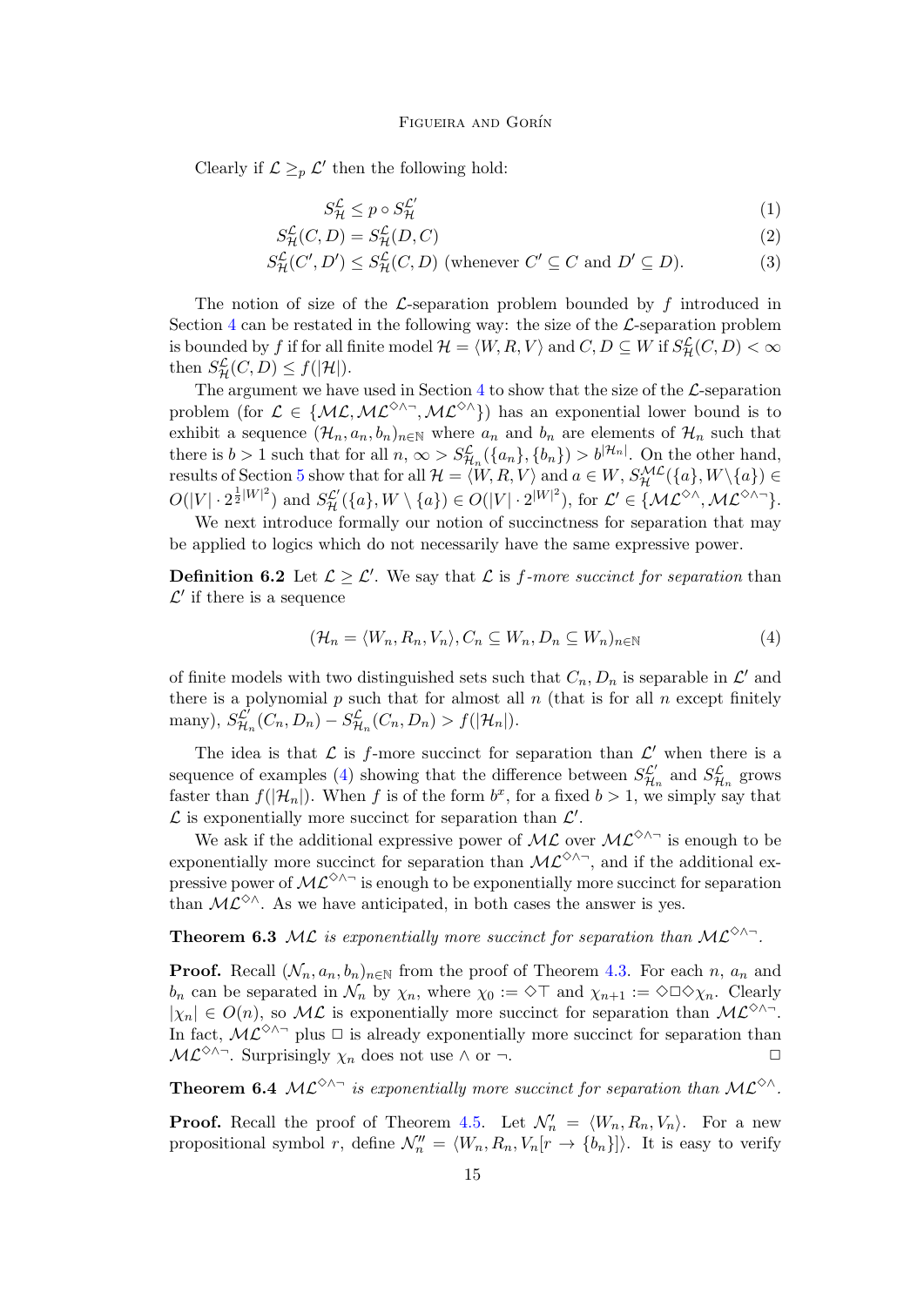Clearly if $\mathcal{L} \geq_p \mathcal{L}'$ then the following hold:

$$S^{\mathcal{L}}_{\mathcal{H}} \leq p \circ S^{\mathcal{L}'}_{\mathcal{H}} \tag{1}$$

$$S^{\mathcal{L}}_{\mathcal{H}}(C, D) = S^{\mathcal{L}}_{\mathcal{H}}(D, C) \tag{2}$$

$$S^{\mathcal{L}}_{\mathcal{H}}(C', D') \leq S^{\mathcal{L}}_{\mathcal{H}}(C, D) \text{ (whenever } C' \subseteq C \text{ and } D' \subseteq D). \tag{3}$$

The notion of size of the $\mathcal{L}$-separation problem bounded by $f$ introduced in Section 4 can be restated in the following way: the size of the $\mathcal{L}$-separation problem is bounded by $f$ if for all finite model $\mathcal{H} = \langle W, R, V\rangle$ and $C, D \subseteq W$ if $S^{\mathcal{L}}_{\mathcal{H}}(C, D) < \infty$ then $S^{\mathcal{L}}_{\mathcal{H}}(C, D) \leq f(|\mathcal{H}|)$.

The argument we have used in Section 4 to show that the size of the $\mathcal{L}$-separation problem (for $\mathcal{L} \in \{\mathcal{ML}, \mathcal{ML}^{\Diamond\wedge\neg}, \mathcal{ML}^{\Diamond\wedge}\}$) has an exponential lower bound is to exhibit a sequence $(\mathcal{H}_n, a_n, b_n)_{n\in\mathbb{N}}$ where $a_n$ and $b_n$ are elements of $\mathcal{H}_n$ such that there is $b > 1$ such that for all $n$, $\infty > S^{\mathcal{L}}_{\mathcal{H}_n}(\{a_n\}, \{b_n\}) > b^{|\mathcal{H}_n|}$. On the other hand, results of Section 5 show that for all $\mathcal{H} = \langle W, R, V\rangle$ and $a \in W$, $S^{\mathcal{ML}}_{\mathcal{H}}(\{a\}, W\setminus\{a\}) \in O(|V| \cdot 2^{\frac{1}{2}|W|^2})$ and $S^{\mathcal{L}'}_{\mathcal{H}}(\{a\}, W \setminus \{a\}) \in O(|V| \cdot 2^{|W|^2})$, for $\mathcal{L}' \in \{\mathcal{ML}^{\Diamond\wedge}, \mathcal{ML}^{\Diamond\wedge\neg}\}$.

We next introduce formally our notion of succinctness for separation that may be applied to logics which do not necessarily have the same expressive power.

**Definition 6.2** Let $\mathcal{L} \geq \mathcal{L}'$. We say that $\mathcal{L}$ is *$f$-more succinct for separation* than $\mathcal{L}'$ if there is a sequence

$$(\mathcal{H}_n = \langle W_n, R_n, V_n\rangle, C_n \subseteq W_n, D_n \subseteq W_n)_{n\in\mathbb{N}} \tag{4}$$

of finite models with two distinguished sets such that $C_n, D_n$ is separable in $\mathcal{L}'$ and there is a polynomial $p$ such that for almost all $n$ (that is for all $n$ except finitely many), $S^{\mathcal{L}'}_{\mathcal{H}_n}(C_n, D_n) - S^{\mathcal{L}}_{\mathcal{H}_n}(C_n, D_n) > f(|\mathcal{H}_n|)$.

The idea is that $\mathcal{L}$ is $f$-more succinct for separation than $\mathcal{L}'$ when there is a sequence of examples (4) showing that the difference between $S^{\mathcal{L}'}_{\mathcal{H}_n}$ and $S^{\mathcal{L}}_{\mathcal{H}_n}$ grows faster than $f(|\mathcal{H}_n|)$. When $f$ is of the form $b^x$, for a fixed $b > 1$, we simply say that $\mathcal{L}$ is exponentially more succinct for separation than $\mathcal{L}'$.

We ask if the additional expressive power of $\mathcal{ML}$ over $\mathcal{ML}^{\Diamond\wedge\neg}$ is enough to be exponentially more succinct for separation than $\mathcal{ML}^{\Diamond\wedge\neg}$, and if the additional expressive power of $\mathcal{ML}^{\Diamond\wedge\neg}$ is enough to be exponentially more succinct for separation than $\mathcal{ML}^{\Diamond\wedge}$. As we have anticipated, in both cases the answer is yes.

**Theorem 6.3** *$\mathcal{ML}$ is exponentially more succinct for separation than $\mathcal{ML}^{\Diamond\wedge\neg}$.*

**Proof.** Recall $(\mathcal{N}_n, a_n, b_n)_{n\in\mathbb{N}}$ from the proof of Theorem 4.3. For each $n$, $a_n$ and $b_n$ can be separated in $\mathcal{N}_n$ by $\chi_n$, where $\chi_0 := \Diamond\top$ and $\chi_{n+1} := \Diamond\Box\Diamond\chi_n$. Clearly $|\chi_n| \in O(n)$, so $\mathcal{ML}$ is exponentially more succinct for separation than $\mathcal{ML}^{\Diamond\wedge\neg}$. In fact, $\mathcal{ML}^{\Diamond\wedge\neg}$ plus $\Box$ is already exponentially more succinct for separation than $\mathcal{ML}^{\Diamond\wedge\neg}$. Surprisingly $\chi_n$ does not use $\wedge$ or $\neg$. $\Box$

**Theorem 6.4** *$\mathcal{ML}^{\Diamond\wedge\neg}$ is exponentially more succinct for separation than $\mathcal{ML}^{\Diamond\wedge}$.*

**Proof.** Recall the proof of Theorem 4.5. Let $\mathcal{N}'_n = \langle W_n, R_n, V_n\rangle$. For a new propositional symbol $r$, define $\mathcal{N}''_n = \langle W_n, R_n, V_n[r \to \{b_n\}]\rangle$. It is easy to verify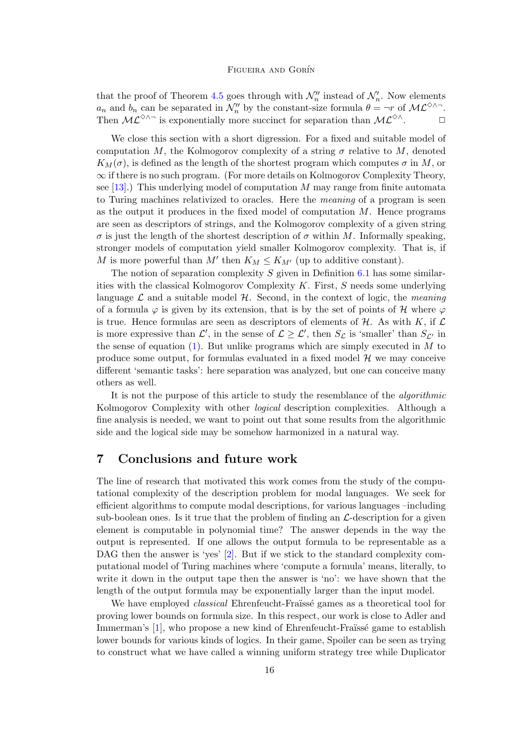that the proof of Theorem 4.5 goes through with $\mathcal{N}''_n$ instead of $\mathcal{N}'_n$. Now elements $a_n$ and $b_n$ can be separated in $\mathcal{N}''_n$ by the constant-size formula $\theta = \neg r$ of $\mathcal{ML}^{\Diamond\wedge\neg}$. Then $\mathcal{ML}^{\Diamond\wedge\neg}$ is exponentially more succinct for separation than $\mathcal{ML}^{\Diamond\wedge}$. □

We close this section with a short digression. For a fixed and suitable model of computation $M$, the Kolmogorov complexity of a string $\sigma$ relative to $M$, denoted $K_M(\sigma)$, is defined as the length of the shortest program which computes $\sigma$ in $M$, or $\infty$ if there is no such program. (For more details on Kolmogorov Complexity Theory, see [13].) This underlying model of computation $M$ may range from finite automata to Turing machines relativized to oracles. Here the *meaning* of a program is seen as the output it produces in the fixed model of computation $M$. Hence programs are seen as descriptors of strings, and the Kolmogorov complexity of a given string $\sigma$ is just the length of the shortest description of $\sigma$ within $M$. Informally speaking, stronger models of computation yield smaller Kolmogorov complexity. That is, if $M$ is more powerful than $M'$ then $K_M \leq K_{M'}$ (up to additive constant).

The notion of separation complexity $S$ given in Definition 6.1 has some similarities with the classical Kolmogorov Complexity $K$. First, $S$ needs some underlying language $\mathcal{L}$ and a suitable model $\mathcal{H}$. Second, in the context of logic, the *meaning* of a formula $\varphi$ is given by its extension, that is by the set of points of $\mathcal{H}$ where $\varphi$ is true. Hence formulas are seen as descriptors of elements of $\mathcal{H}$. As with $K$, if $\mathcal{L}$ is more expressive than $\mathcal{L}'$, in the sense of $\mathcal{L} \geq \mathcal{L}'$, then $S_{\mathcal{L}}$ is 'smaller' than $S_{\mathcal{L}'}$ in the sense of equation (1). But unlike programs which are simply executed in $M$ to produce some output, for formulas evaluated in a fixed model $\mathcal{H}$ we may conceive different 'semantic tasks': here separation was analyzed, but one can conceive many others as well.

It is not the purpose of this article to study the resemblance of the *algorithmic* Kolmogorov Complexity with other *logical* description complexities. Although a fine analysis is needed, we want to point out that some results from the algorithmic side and the logical side may be somehow harmonized in a natural way.

# 7 Conclusions and future work

The line of research that motivated this work comes from the study of the computational complexity of the description problem for modal languages. We seek for efficient algorithms to compute modal descriptions, for various languages –including sub-boolean ones. Is it true that the problem of finding an $\mathcal{L}$-description for a given element is computable in polynomial time? The answer depends in the way the output is represented. If one allows the output formula to be representable as a DAG then the answer is 'yes' [2]. But if we stick to the standard complexity computational model of Turing machines where 'compute a formula' means, literally, to write it down in the output tape then the answer is 'no': we have shown that the length of the output formula may be exponentially larger than the input model.

We have employed *classical* Ehrenfeucht-Fraïssé games as a theoretical tool for proving lower bounds on formula size. In this respect, our work is close to Adler and Immerman's [1], who propose a new kind of Ehrenfeucht-Fraïssé game to establish lower bounds for various kinds of logics. In their game, Spoiler can be seen as trying to construct what we have called a winning uniform strategy tree while Duplicator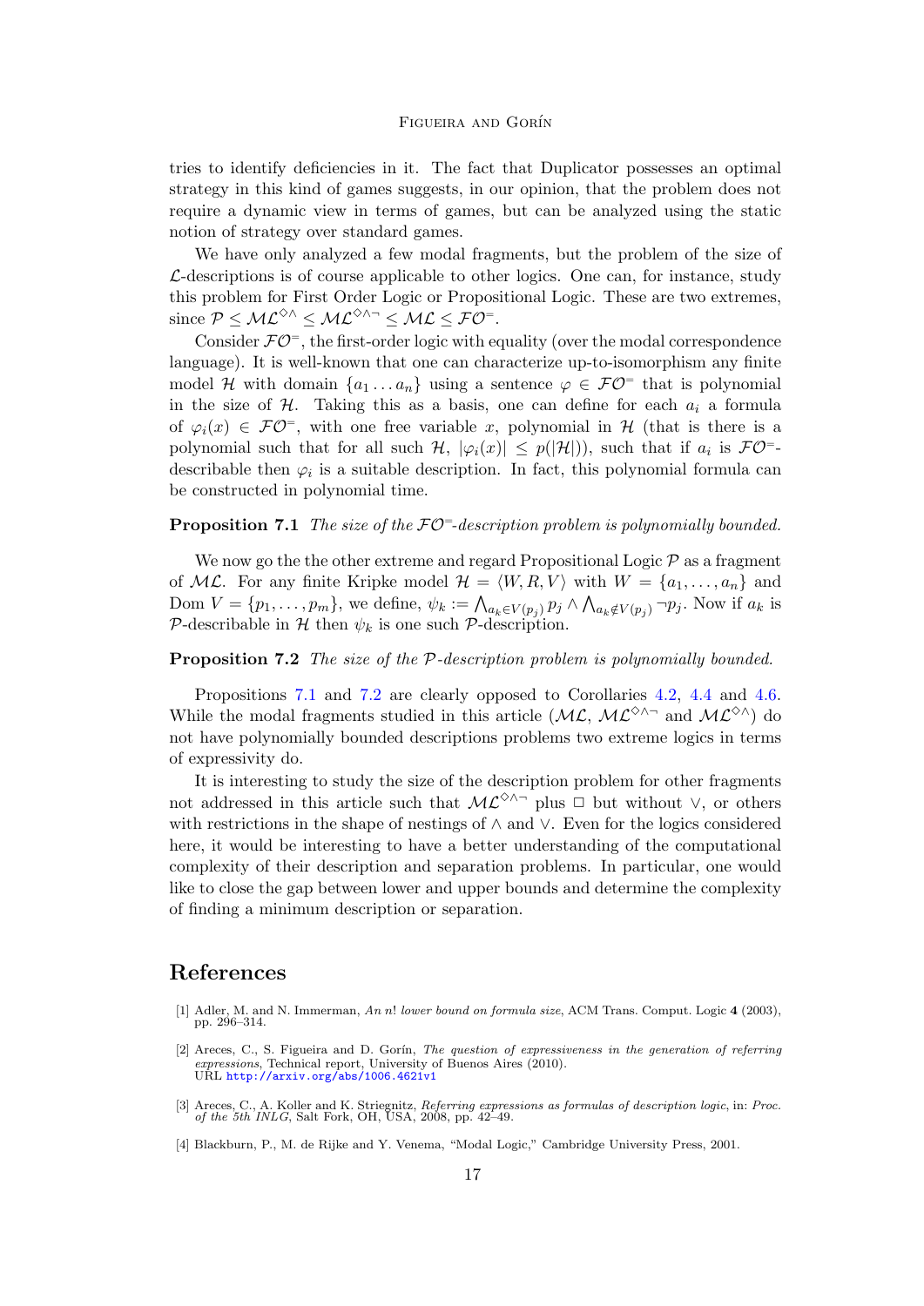tries to identify deficiencies in it. The fact that Duplicator possesses an optimal strategy in this kind of games suggests, in our opinion, that the problem does not require a dynamic view in terms of games, but can be analyzed using the static notion of strategy over standard games.

We have only analyzed a few modal fragments, but the problem of the size of $\mathcal{L}$-descriptions is of course applicable to other logics. One can, for instance, study this problem for First Order Logic or Propositional Logic. These are two extremes, since $\mathcal{P} \leq \mathcal{ML}^{\Diamond\wedge} \leq \mathcal{ML}^{\Diamond\wedge\neg} \leq \mathcal{ML} \leq \mathcal{FO}^{=}$.

Consider $\mathcal{FO}^{=}$, the first-order logic with equality (over the modal correspondence language). It is well-known that one can characterize up-to-isomorphism any finite model $\mathcal{H}$ with domain $\{a_1 \dots a_n\}$ using a sentence $\varphi \in \mathcal{FO}^{=}$ that is polynomial in the size of $\mathcal{H}$. Taking this as a basis, one can define for each $a_i$ a formula of $\varphi_i(x) \in \mathcal{FO}^{=}$, with one free variable $x$, polynomial in $\mathcal{H}$ (that is there is a polynomial such that for all such $\mathcal{H}$, $|\varphi_i(x)| \leq p(|\mathcal{H}|)$), such that if $a_i$ is $\mathcal{FO}^{=}$-describable then $\varphi_i$ is a suitable description. In fact, this polynomial formula can be constructed in polynomial time.

**Proposition 7.1** *The size of the $\mathcal{FO}^{=}$-description problem is polynomially bounded.*

We now go the the other extreme and regard Propositional Logic $\mathcal{P}$ as a fragment of $\mathcal{ML}$. For any finite Kripke model $\mathcal{H} = \langle W, R, V \rangle$ with $W = \{a_1, \dots, a_n\}$ and Dom $V = \{p_1, \dots, p_m\}$, we define, $\psi_k := \bigwedge_{a_k \in V(p_j)} p_j \wedge \bigwedge_{a_k \notin V(p_j)} \neg p_j$. Now if $a_k$ is $\mathcal{P}$-describable in $\mathcal{H}$ then $\psi_k$ is one such $\mathcal{P}$-description.

**Proposition 7.2** *The size of the $\mathcal{P}$-description problem is polynomially bounded.*

Propositions 7.1 and 7.2 are clearly opposed to Corollaries 4.2, 4.4 and 4.6. While the modal fragments studied in this article ($\mathcal{ML}$, $\mathcal{ML}^{\Diamond\wedge\neg}$ and $\mathcal{ML}^{\Diamond\wedge}$) do not have polynomially bounded descriptions problems two extreme logics in terms of expressivity do.

It is interesting to study the size of the description problem for other fragments not addressed in this article such that $\mathcal{ML}^{\Diamond\wedge\neg}$ plus $\Box$ but without $\vee$, or others with restrictions in the shape of nestings of $\wedge$ and $\vee$. Even for the logics considered here, it would be interesting to have a better understanding of the computational complexity of their description and separation problems. In particular, one would like to close the gap between lower and upper bounds and determine the complexity of finding a minimum description or separation.

# References

[1] Adler, M. and N. Immerman, *An n! lower bound on formula size*, ACM Trans. Comput. Logic **4** (2003), pp. 296–314.

[2] Areces, C., S. Figueira and D. Gorín, *The question of expressiveness in the generation of referring expressions*, Technical report, University of Buenos Aires (2010). URL http://arxiv.org/abs/1006.4621v1

[3] Areces, C., A. Koller and K. Striegnitz, *Referring expressions as formulas of description logic*, in: *Proc. of the 5th INLG*, Salt Fork, OH, USA, 2008, pp. 42–49.

[4] Blackburn, P., M. de Rijke and Y. Venema, "Modal Logic," Cambridge University Press, 2001.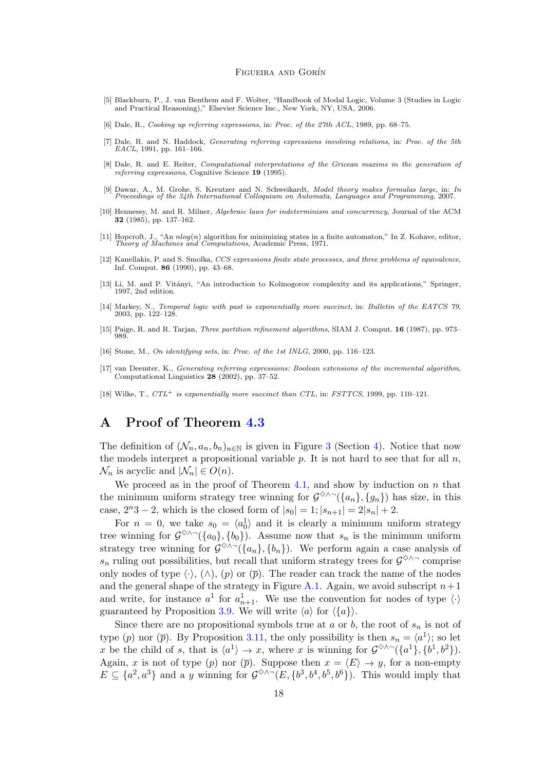[5] Blackburn, P., J. van Benthem and F. Wolter, "Handbook of Modal Logic, Volume 3 (Studies in Logic and Practical Reasoning)," Elsevier Science Inc., New York, NY, USA, 2006.

[6] Dale, R., *Cooking up referring expressions*, in: *Proc. of the 27th ACL*, 1989, pp. 68–75.

[7] Dale, R. and N. Haddock, *Generating referring expressions involving relations*, in: *Proc. of the 5th EACL*, 1991, pp. 161–166.

[8] Dale, R. and E. Reiter, *Computational interpretations of the Gricean maxims in the generation of referring expressions*, Cognitive Science **19** (1995).

[9] Dawar, A., M. Grohe, S. Kreutzer and N. Schweikardt, *Model theory makes formulas large*, in: *In Proceedings of the 34th International Colloquium on Automata, Languages and Programming*, 2007.

[10] Hennessy, M. and R. Milner, *Algebraic laws for indeterminism and concurrency*, Journal of the ACM **32** (1985), pp. 137–162.

[11] Hopcroft, J., "An $nlog(n)$ algorithm for minimizing states in a finite automaton," In Z. Kohave, editor, *Theory of Machines and Computations*, Academic Press, 1971.

[12] Kanellakis, P. and S. Smolka, *CCS expressions finite state processes, and three problems of equivalence*, Inf. Comput. **86** (1990), pp. 43–68.

[13] Li, M. and P. Vitányi, "An introduction to Kolmogorov complexity and its applications," Springer, 1997, 2nd edition.

[14] Markey, N., *Temporal logic with past is exponentially more succinct*, in: *Bulletin of the EATCS 79*, 2003, pp. 122–128.

[15] Paige, R. and R. Tarjan, *Three partition refinement algorithms*, SIAM J. Comput. **16** (1987), pp. 973–989.

[16] Stone, M., *On identifying sets*, in: *Proc. of the 1st INLG*, 2000, pp. 116–123.

[17] van Deemter, K., *Generating referring expressions: Boolean extensions of the incremental algorithm*, Computational Linguistics **28** (2002), pp. 37–52.

[18] Wilke, T., *CTL$^+$ is exponentially more succinct than CTL*, in: *FSTTCS*, 1999, pp. 110–121.

# A Proof of Theorem 4.3

The definition of $(\mathcal{N}_n, a_n, b_n)_{n\in\mathbb{N}}$ is given in Figure 3 (Section 4). Notice that now the models interpret a propositional variable $p$. It is not hard to see that for all $n$, $\mathcal{N}_n$ is acyclic and $|\mathcal{N}_n| \in O(n)$.

We proceed as in the proof of Theorem 4.1, and show by induction on $n$ that the minimum uniform strategy tree winning for $\mathcal{G}^{\Diamond\wedge\neg}(\{a_n\},\{g_n\})$ has size, in this case, $2^n3-2$, which is the closed form of $|s_0| = 1; |s_{n+1}| = 2|s_n| + 2$.

For $n = 0$, we take $s_0 = \langle a_0^1\rangle$ and it is clearly a minimum uniform strategy tree winning for $\mathcal{G}^{\Diamond\wedge\neg}(\{a_0\},\{b_0\})$. Assume now that $s_n$ is the minimum uniform strategy tree winning for $\mathcal{G}^{\Diamond\wedge\neg}(\{a_n\},\{b_n\})$. We perform again a case analysis of $s_n$ ruling out possibilities, but recall that uniform strategy trees for $\mathcal{G}^{\Diamond\wedge\neg}$ comprise only nodes of type $\langle\cdot\rangle$, $(\wedge)$, $(p)$ or $(\overline{p})$. The reader can track the name of the nodes and the general shape of the strategy in Figure A.1. Again, we avoid subscript $n+1$ and write, for instance $a^1$ for $a_{n+1}^1$. We use the convention for nodes of type $\langle\cdot\rangle$ guaranteed by Proposition 3.9. We will write $\langle a\rangle$ for $\langle\{a\}\rangle$.

Since there are no propositional symbols true at $a$ or $b$, the root of $s_n$ is not of type $(p)$ nor $(\overline{p})$. By Proposition 3.11, the only possibility is then $s_n = \langle a^1\rangle$; so let $x$ be the child of $s$, that is $\langle a^1\rangle \to x$, where $x$ is winning for $\mathcal{G}^{\Diamond\wedge\neg}(\{a^1\},\{b^1,b^2\})$. Again, $x$ is not of type $(p)$ nor $(\overline{p})$. Suppose then $x = \langle E\rangle \to y$, for a non-empty $E \subseteq \{a^2,a^3\}$ and a $y$ winning for $\mathcal{G}^{\Diamond\wedge\neg}(E,\{b^3,b^4,b^5,b^6\})$. This would imply that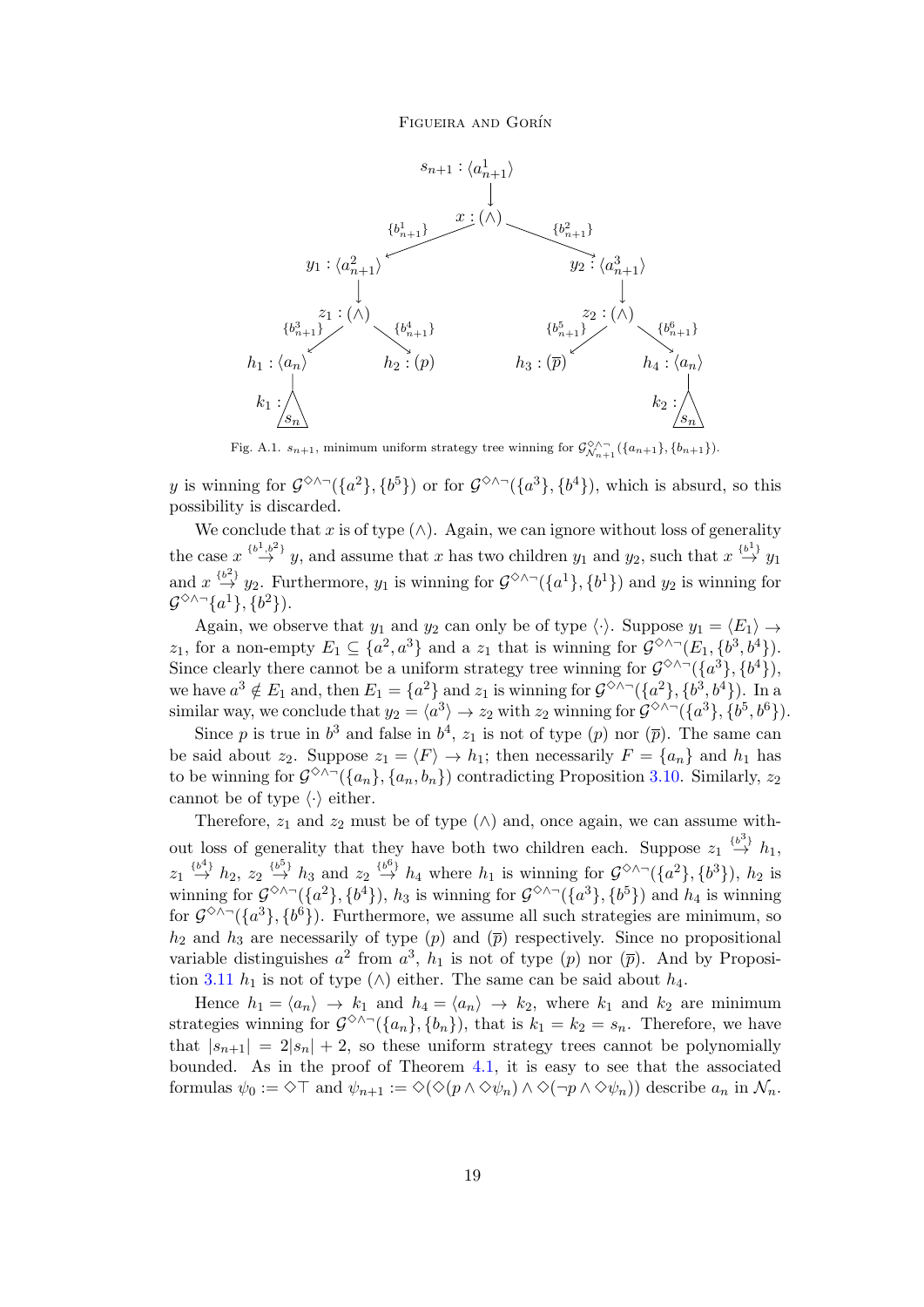$s_{n+1} : \langle a^1_{n+1} \rangle$

$x : (\wedge)$

$\{b^1_{n+1}\}$ $\{b^2_{n+1}\}$

$y_1 : \langle a^2_{n+1} \rangle$ $y_2 : \langle a^3_{n+1} \rangle$

$z_1 : (\wedge)$ $z_2 : (\wedge)$

$\{b^3_{n+1}\}$ $\{b^4_{n+1}\}$ $\{b^5_{n+1}\}$ $\{b^6_{n+1}\}$

$h_1 : \langle a_n \rangle$ $h_2 : (p)$ $h_3 : (\overline{p})$ $h_4 : \langle a_n \rangle$

$k_1 :$ $s_n$ $k_2 :$ $s_n$

Fig. A.1. $s_{n+1}$, minimum uniform strategy tree winning for $\mathcal{G}^{\diamond\wedge\neg}_{\mathcal{N}_{n+1}}(\{a_{n+1}\}, \{b_{n+1}\})$.

$y$ is winning for $\mathcal{G}^{\diamond\wedge\neg}(\{a^2\}, \{b^5\})$ or for $\mathcal{G}^{\diamond\wedge\neg}(\{a^3\}, \{b^4\})$, which is absurd, so this possibility is discarded.

We conclude that $x$ is of type $(\wedge)$. Again, we can ignore without loss of generality the case $x \overset{\{b^1, b^2\}}{\to} y$, and assume that $x$ has two children $y_1$ and $y_2$, such that $x \overset{\{b^1\}}{\to} y_1$ and $x \overset{\{b^2\}}{\to} y_2$. Furthermore, $y_1$ is winning for $\mathcal{G}^{\diamond\wedge\neg}(\{a^1\}, \{b^1\})$ and $y_2$ is winning for $\mathcal{G}^{\diamond\wedge\neg}\{a^1\}, \{b^2\})$.

Again, we observe that $y_1$ and $y_2$ can only be of type $\langle\cdot\rangle$. Suppose $y_1 = \langle E_1 \rangle \to z_1$, for a non-empty $E_1 \subseteq \{a^2, a^3\}$ and a $z_1$ that is winning for $\mathcal{G}^{\diamond\wedge\neg}(E_1, \{b^3, b^4\})$. Since clearly there cannot be a uniform strategy tree winning for $\mathcal{G}^{\diamond\wedge\neg}(\{a^3\}, \{b^4\})$, we have $a^3 \notin E_1$ and, then $E_1 = \{a^2\}$ and $z_1$ is winning for $\mathcal{G}^{\diamond\wedge\neg}(\{a^2\}, \{b^3, b^4\})$. In a similar way, we conclude that $y_2 = \langle a^3 \rangle \to z_2$ with $z_2$ winning for $\mathcal{G}^{\diamond\wedge\neg}(\{a^3\}, \{b^5, b^6\})$.

Since $p$ is true in $b^3$ and false in $b^4$, $z_1$ is not of type $(p)$ nor $(\overline{p})$. The same can be said about $z_2$. Suppose $z_1 = \langle F \rangle \to h_1$; then necessarily $F = \{a_n\}$ and $h_1$ has to be winning for $\mathcal{G}^{\diamond\wedge\neg}(\{a_n\}, \{a_n, b_n\})$ contradicting Proposition 3.10. Similarly, $z_2$ cannot be of type $\langle\cdot\rangle$ either.

Therefore, $z_1$ and $z_2$ must be of type $(\wedge)$ and, once again, we can assume without loss of generality that they have both two children each. Suppose $z_1 \overset{\{b^3\}}{\to} h_1$, $z_1 \overset{\{b^4\}}{\to} h_2$, $z_2 \overset{\{b^5\}}{\to} h_3$ and $z_2 \overset{\{b^6\}}{\to} h_4$ where $h_1$ is winning for $\mathcal{G}^{\diamond\wedge\neg}(\{a^2\}, \{b^3\})$, $h_2$ is winning for $\mathcal{G}^{\diamond\wedge\neg}(\{a^2\}, \{b^4\})$, $h_3$ is winning for $\mathcal{G}^{\diamond\wedge\neg}(\{a^3\}, \{b^5\})$ and $h_4$ is winning for $\mathcal{G}^{\diamond\wedge\neg}(\{a^3\}, \{b^6\})$. Furthermore, we assume all such strategies are minimum, so $h_2$ and $h_3$ are necessarily of type $(p)$ and $(\overline{p})$ respectively. Since no propositional variable distinguishes $a^2$ from $a^3$, $h_1$ is not of type $(p)$ nor $(\overline{p})$. And by Proposition 3.11 $h_1$ is not of type $(\wedge)$ either. The same can be said about $h_4$.

Hence $h_1 = \langle a_n \rangle \to k_1$ and $h_4 = \langle a_n \rangle \to k_2$, where $k_1$ and $k_2$ are minimum strategies winning for $\mathcal{G}^{\diamond\wedge\neg}(\{a_n\}, \{b_n\})$, that is $k_1 = k_2 = s_n$. Therefore, we have that $|s_{n+1}| = 2|s_n| + 2$, so these uniform strategy trees cannot be polynomially bounded. As in the proof of Theorem 4.1, it is easy to see that the associated formulas $\psi_0 := \diamond\top$ and $\psi_{n+1} := \diamond(\diamond(p \wedge \diamond\psi_n) \wedge \diamond(\neg p \wedge \diamond\psi_n))$ describe $a_n$ in $\mathcal{N}_n$.